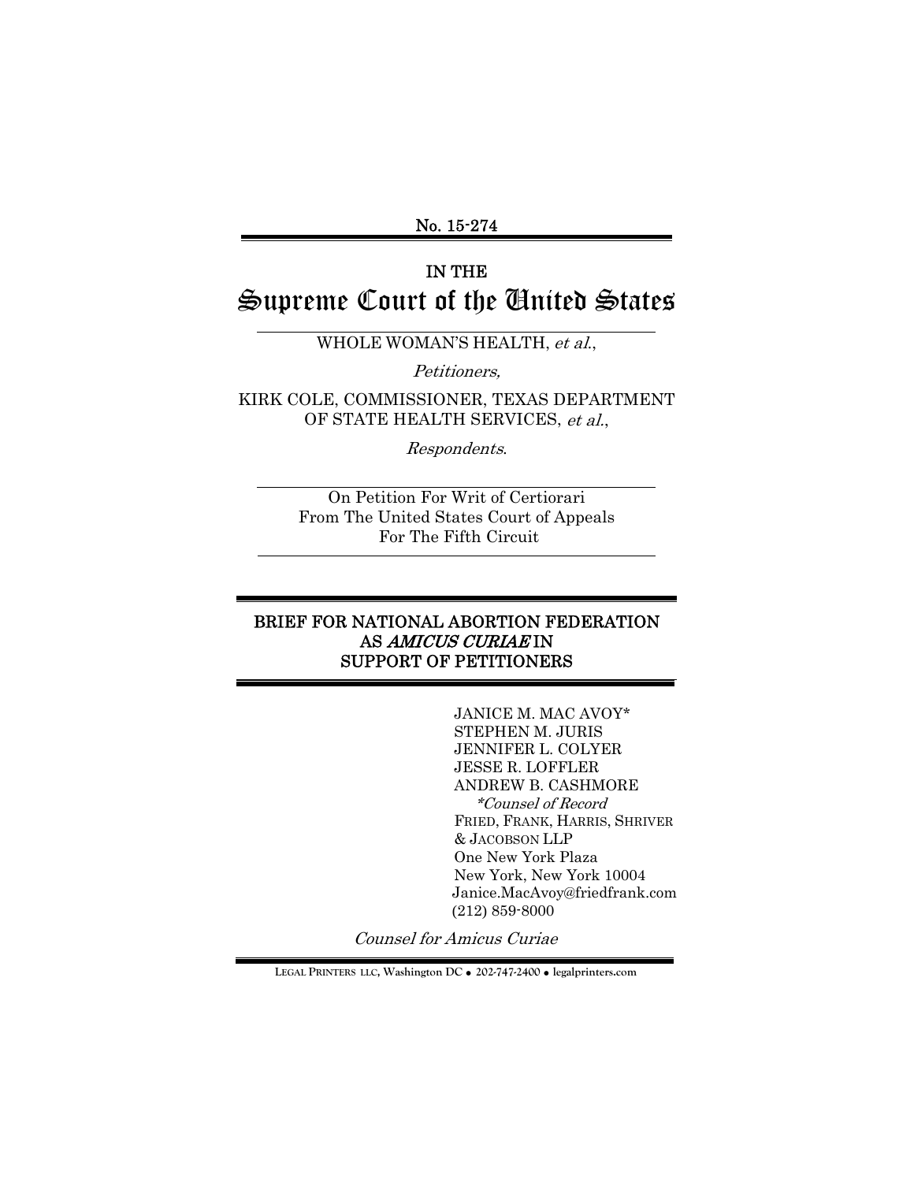No. 15-274

# IN THE Supreme Court of the United States

WHOLE WOMAN'S HEALTH, *et al.*,

*Petitioners,*

KIRK COLE, COMMISSIONER, TEXAS DEPARTMENT OF STATE HEALTH SERVICES, *et al.*,

*Respondents.*

On Petition For Writ of Certiorari
From The United States Court of Appeals
For The Fifth Circuit

## BRIEF FOR NATIONAL ABORTION FEDERATION AS *AMICUS CURIAE* IN SUPPORT OF PETITIONERS

JANICE M. MAC AVOY*
STEPHEN M. JURIS
JENNIFER L. COLYER
JESSE R. LOFFLER
ANDREW B. CASHMORE
*Counsel of Record*
FRIED, FRANK, HARRIS, SHRIVER & JACOBSON LLP
One New York Plaza
New York, New York 10004
Janice.MacAvoy@friedfrank.com
(212) 859-8000

*Counsel for Amicus Curiae*

LEGAL PRINTERS LLC, Washington DC • 202-747-2400 • legalprinters.com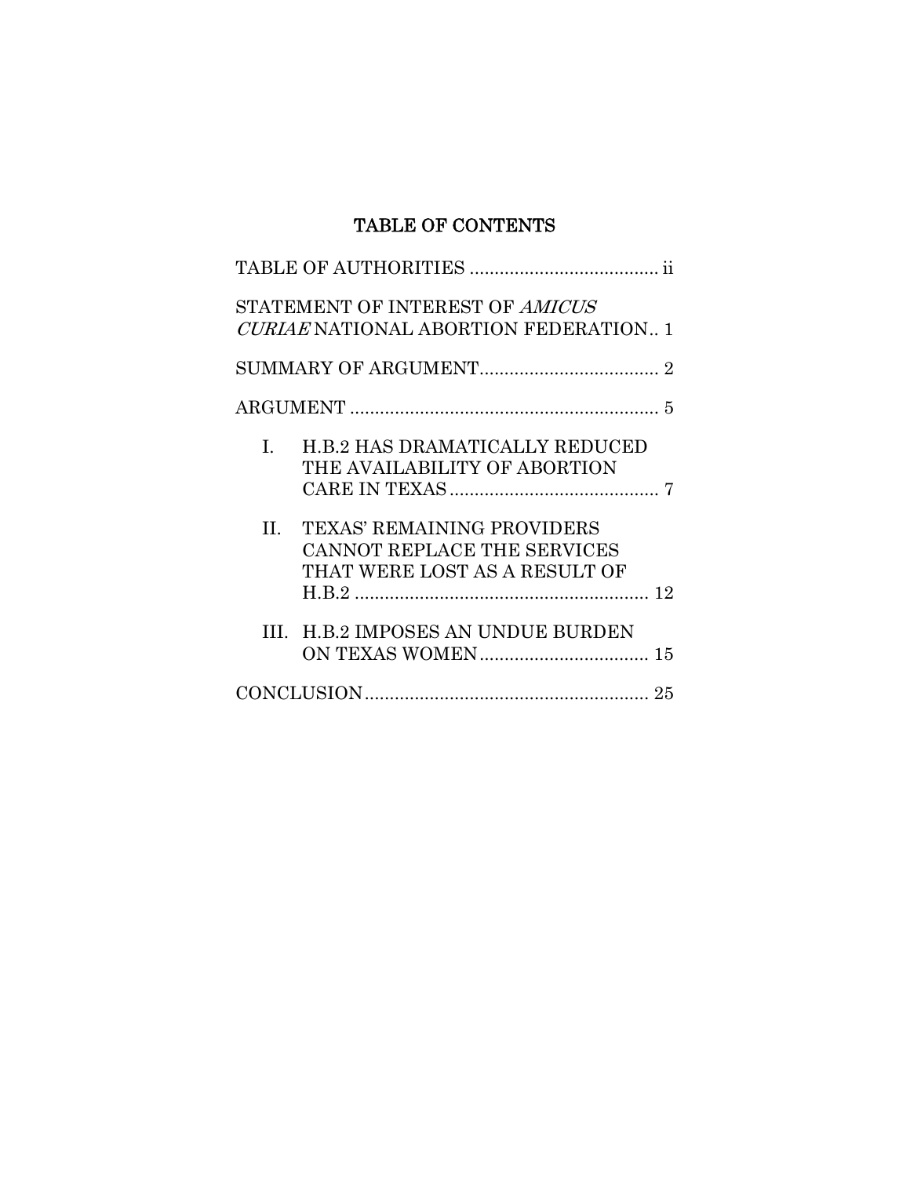# TABLE OF CONTENTS

TABLE OF AUTHORITIES ..................................... ii

STATEMENT OF INTEREST OF *AMICUS CURIAE* NATIONAL ABORTION FEDERATION.. 1

SUMMARY OF ARGUMENT.................................... 2

ARGUMENT ............................................................ 5

I. H.B.2 HAS DRAMATICALLY REDUCED THE AVAILABILITY OF ABORTION CARE IN TEXAS .......................................... 7

II. TEXAS' REMAINING PROVIDERS CANNOT REPLACE THE SERVICES THAT WERE LOST AS A RESULT OF H.B.2 ........................................................ 12

III. H.B.2 IMPOSES AN UNDUE BURDEN ON TEXAS WOMEN.................................. 15

CONCLUSION......................................................... 25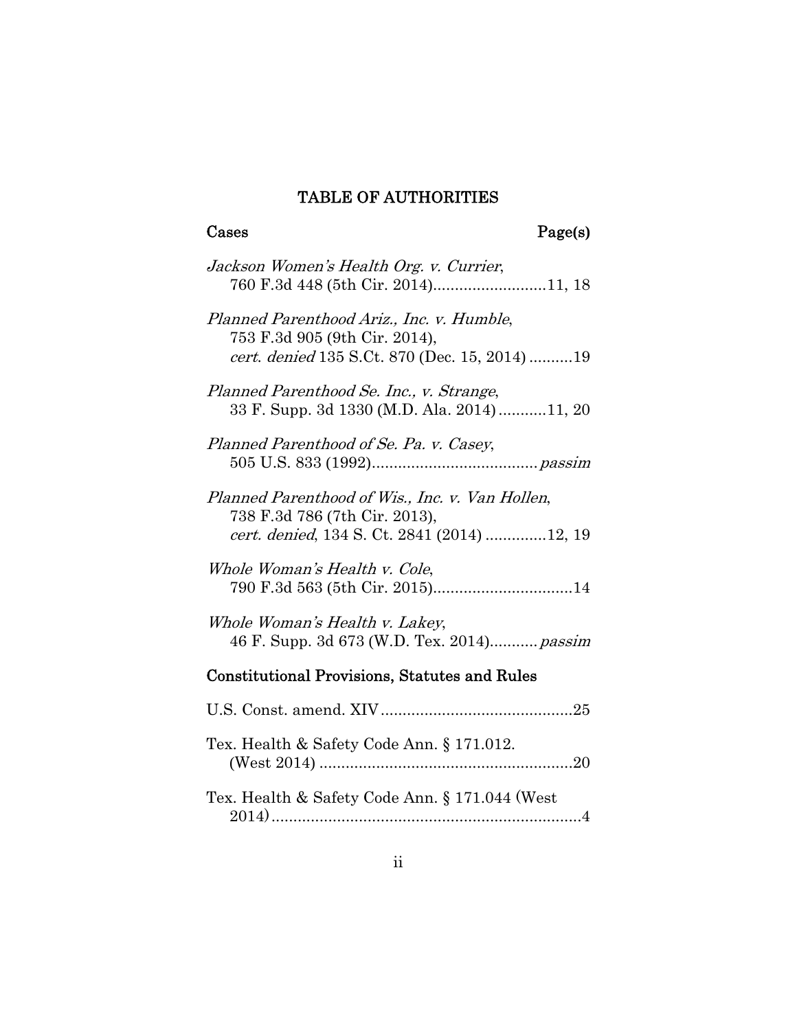# TABLE OF AUTHORITIES

**Cases** **Page(s)**

*Jackson Women's Health Org. v. Currier*,
760 F.3d 448 (5th Cir. 2014)..........................11, 18

*Planned Parenthood Ariz., Inc. v. Humble*,
753 F.3d 905 (9th Cir. 2014),
*cert. denied* 135 S.Ct. 870 (Dec. 15, 2014) ..........19

*Planned Parenthood Se. Inc., v. Strange*,
33 F. Supp. 3d 1330 (M.D. Ala. 2014)...........11, 20

*Planned Parenthood of Se. Pa. v. Casey*,
505 U.S. 833 (1992).....................................*passim*

*Planned Parenthood of Wis., Inc. v. Van Hollen*,
738 F.3d 786 (7th Cir. 2013),
*cert. denied*, 134 S. Ct. 2841 (2014) .............12, 19

*Whole Woman's Health v. Cole*,
790 F.3d 563 (5th Cir. 2015)................................14

*Whole Woman's Health v. Lakey*,
46 F. Supp. 3d 673 (W.D. Tex. 2014)...........*passim*

**Constitutional Provisions, Statutes and Rules**

U.S. Const. amend. XIV............................................25

Tex. Health & Safety Code Ann. § 171.012.
(West 2014) ..........................................................20

Tex. Health & Safety Code Ann. § 171.044 (West
2014).......................................................................4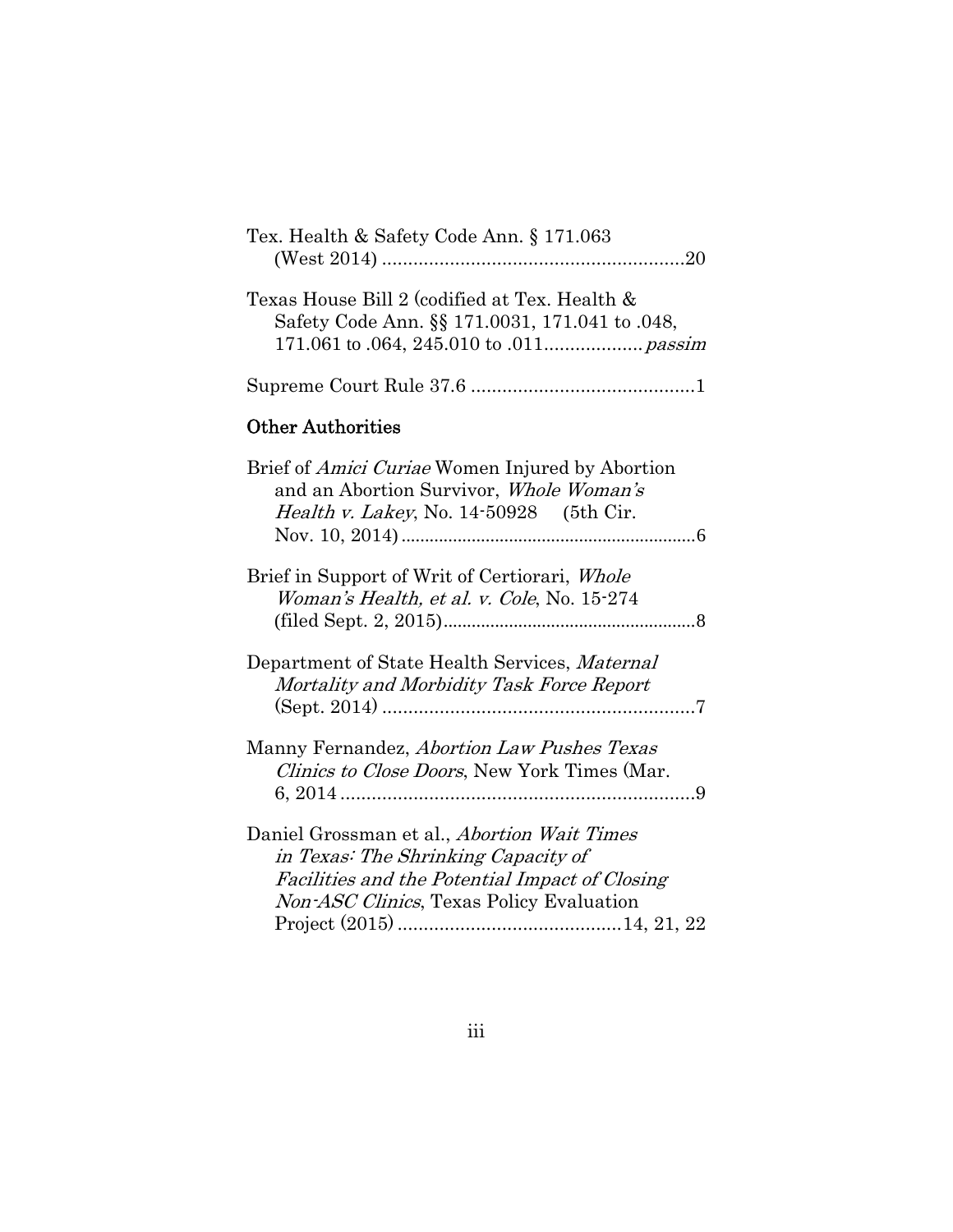Tex. Health & Safety Code Ann. § 171.063 (West 2014) ..........................................................20

Texas House Bill 2 (codified at Tex. Health & Safety Code Ann. §§ 171.0031, 171.041 to .048, 171.061 to .064, 245.010 to .011.................. *passim*

Supreme Court Rule 37.6 ...........................................1

## Other Authorities

Brief of *Amici Curiae* Women Injured by Abortion and an Abortion Survivor, *Whole Woman's Health v. Lakey*, No. 14-50928 (5th Cir. Nov. 10, 2014)................................................................6

Brief in Support of Writ of Certiorari, *Whole Woman's Health, et al. v. Cole*, No. 15-274 (filed Sept. 2, 2015)......................................................8

Department of State Health Services, *Maternal Mortality and Morbidity Task Force Report* (Sept. 2014) ............................................................7

Manny Fernandez, *Abortion Law Pushes Texas Clinics to Close Doors*, New York Times (Mar. 6, 2014 ....................................................................9

Daniel Grossman et al., *Abortion Wait Times in Texas: The Shrinking Capacity of Facilities and the Potential Impact of Closing Non-ASC Clinics*, Texas Policy Evaluation Project (2015) ...........................................14, 21, 22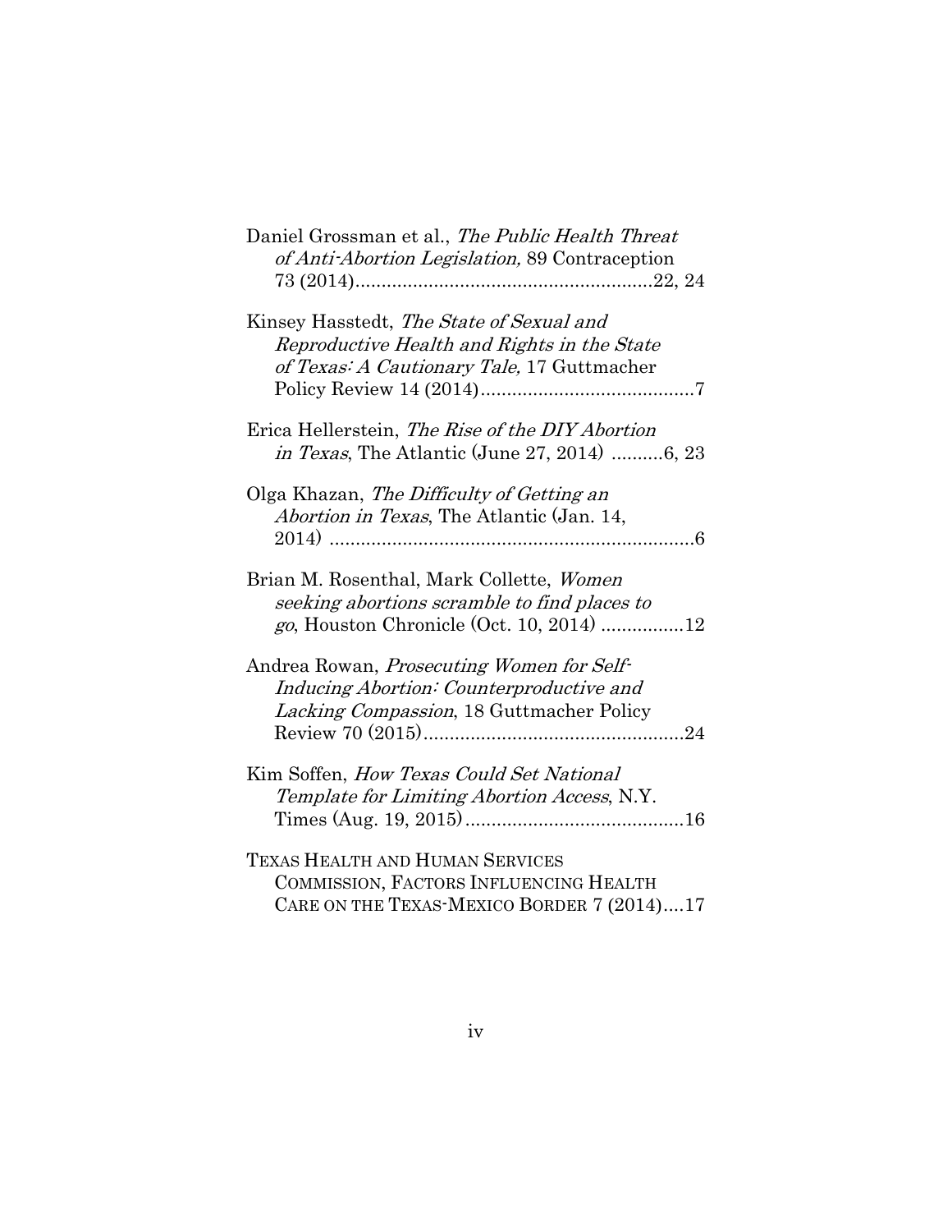Daniel Grossman et al., *The Public Health Threat of Anti-Abortion Legislation,* 89 Contraception 73 (2014)........................................................22, 24

Kinsey Hasstedt, *The State of Sexual and Reproductive Health and Rights in the State of Texas: A Cautionary Tale,* 17 Guttmacher Policy Review 14 (2014).........................................7

Erica Hellerstein, *The Rise of the DIY Abortion in Texas*, The Atlantic (June 27, 2014) ..........6, 23

Olga Khazan, *The Difficulty of Getting an Abortion in Texas*, The Atlantic (Jan. 14, 2014) ......................................................................6

Brian M. Rosenthal, Mark Collette, *Women seeking abortions scramble to find places to go*, Houston Chronicle (Oct. 10, 2014) ................12

Andrea Rowan, *Prosecuting Women for Self-Inducing Abortion: Counterproductive and Lacking Compassion*, 18 Guttmacher Policy Review 70 (2015)..................................................24

Kim Soffen, *How Texas Could Set National Template for Limiting Abortion Access*, N.Y. Times (Aug. 19, 2015)..........................................16

TEXAS HEALTH AND HUMAN SERVICES COMMISSION, FACTORS INFLUENCING HEALTH CARE ON THE TEXAS-MEXICO BORDER 7 (2014)....17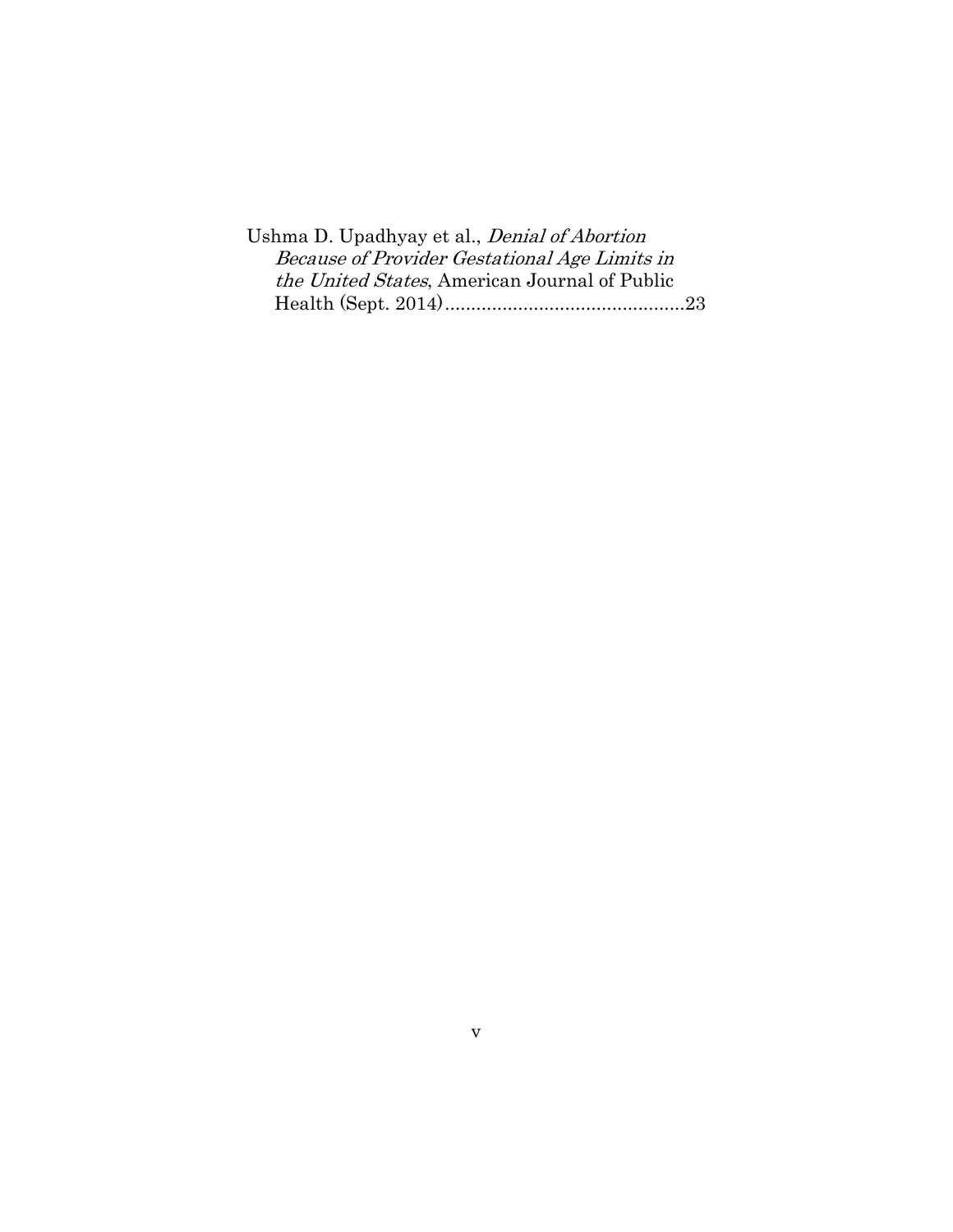Ushma D. Upadhyay et al., *Denial of Abortion Because of Provider Gestational Age Limits in the United States*, American Journal of Public Health (Sept. 2014)..............................................23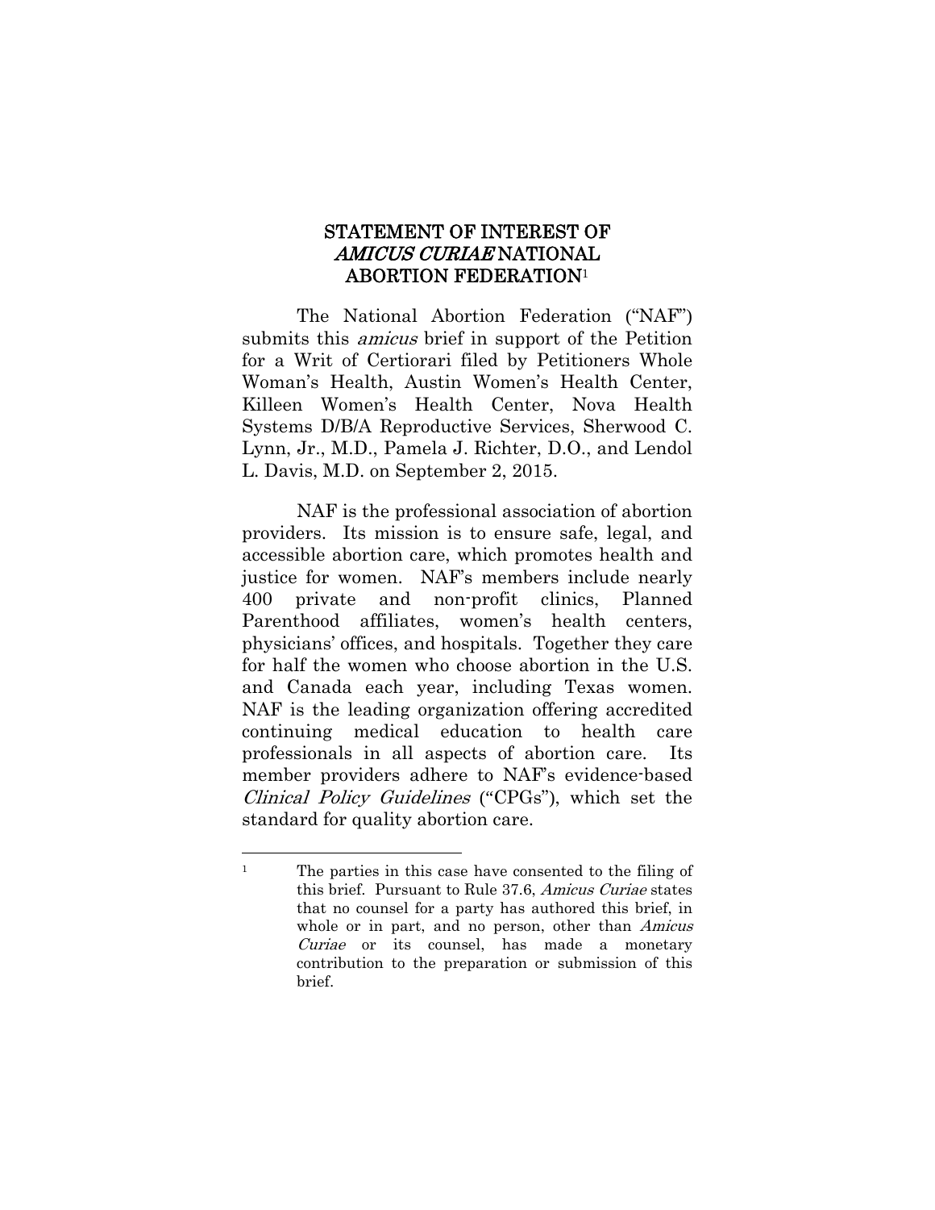## STATEMENT OF INTEREST OF *AMICUS CURIAE* NATIONAL ABORTION FEDERATION[1]

The National Abortion Federation ("NAF") submits this *amicus* brief in support of the Petition for a Writ of Certiorari filed by Petitioners Whole Woman's Health, Austin Women's Health Center, Killeen Women's Health Center, Nova Health Systems D/B/A Reproductive Services, Sherwood C. Lynn, Jr., M.D., Pamela J. Richter, D.O., and Lendol L. Davis, M.D. on September 2, 2015.

NAF is the professional association of abortion providers. Its mission is to ensure safe, legal, and accessible abortion care, which promotes health and justice for women. NAF's members include nearly 400 private and non-profit clinics, Planned Parenthood affiliates, women's health centers, physicians' offices, and hospitals. Together they care for half the women who choose abortion in the U.S. and Canada each year, including Texas women. NAF is the leading organization offering accredited continuing medical education to health care professionals in all aspects of abortion care. Its member providers adhere to NAF's evidence-based *Clinical Policy Guidelines* ("CPGs"), which set the standard for quality abortion care.

---

[1] The parties in this case have consented to the filing of this brief. Pursuant to Rule 37.6, *Amicus Curiae* states that no counsel for a party has authored this brief, in whole or in part, and no person, other than *Amicus Curiae* or its counsel, has made a monetary contribution to the preparation or submission of this brief.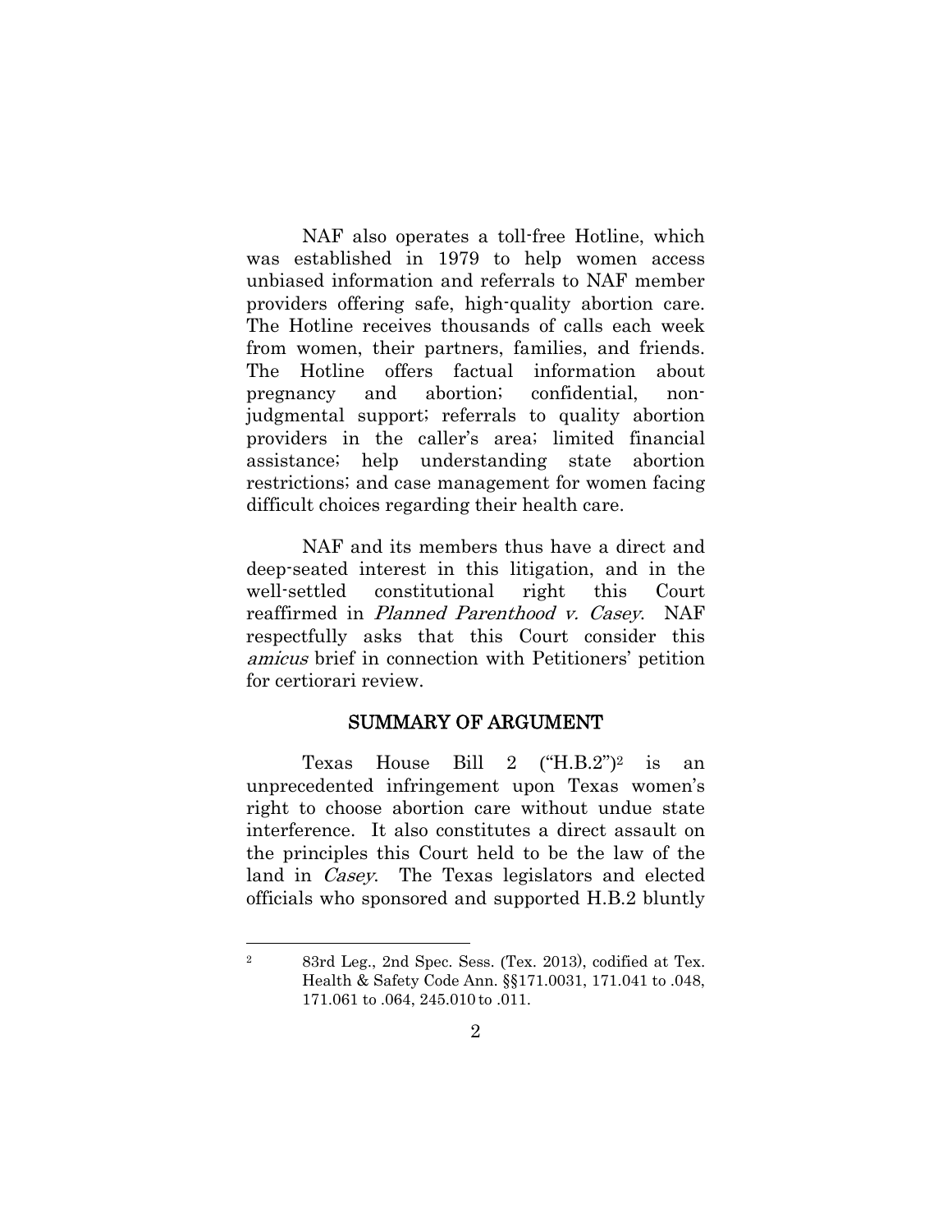NAF also operates a toll-free Hotline, which was established in 1979 to help women access unbiased information and referrals to NAF member providers offering safe, high-quality abortion care. The Hotline receives thousands of calls each week from women, their partners, families, and friends. The Hotline offers factual information about pregnancy and abortion; confidential, non-judgmental support; referrals to quality abortion providers in the caller's area; limited financial assistance; help understanding state abortion restrictions; and case management for women facing difficult choices regarding their health care.

NAF and its members thus have a direct and deep-seated interest in this litigation, and in the well-settled constitutional right this Court reaffirmed in *Planned Parenthood v. Casey*. NAF respectfully asks that this Court consider this *amicus* brief in connection with Petitioners' petition for certiorari review.

## SUMMARY OF ARGUMENT

Texas House Bill 2 ("H.B.2")[2] is an unprecedented infringement upon Texas women's right to choose abortion care without undue state interference. It also constitutes a direct assault on the principles this Court held to be the law of the land in *Casey*. The Texas legislators and elected officials who sponsored and supported H.B.2 bluntly

---

[2] 83rd Leg., 2nd Spec. Sess. (Tex. 2013), codified at Tex. Health & Safety Code Ann. §§171.0031, 171.041 to .048, 171.061 to .064, 245.010 to .011.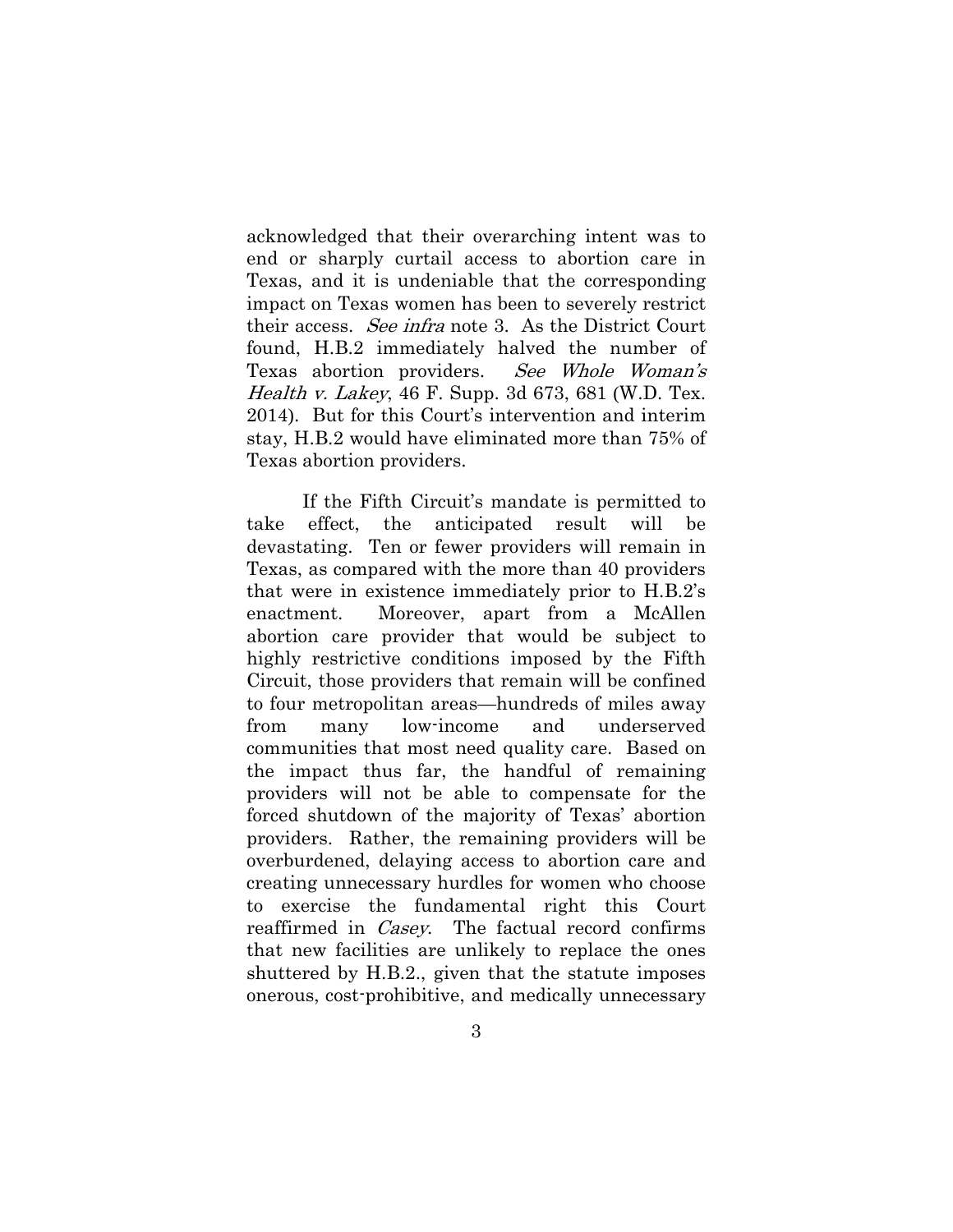acknowledged that their overarching intent was to end or sharply curtail access to abortion care in Texas, and it is undeniable that the corresponding impact on Texas women has been to severely restrict their access. *See infra* note 3. As the District Court found, H.B.2 immediately halved the number of Texas abortion providers. *See Whole Woman's Health v. Lakey*, 46 F. Supp. 3d 673, 681 (W.D. Tex. 2014). But for this Court's intervention and interim stay, H.B.2 would have eliminated more than 75% of Texas abortion providers.

If the Fifth Circuit's mandate is permitted to take effect, the anticipated result will be devastating. Ten or fewer providers will remain in Texas, as compared with the more than 40 providers that were in existence immediately prior to H.B.2's enactment. Moreover, apart from a McAllen abortion care provider that would be subject to highly restrictive conditions imposed by the Fifth Circuit, those providers that remain will be confined to four metropolitan areas—hundreds of miles away from many low-income and underserved communities that most need quality care. Based on the impact thus far, the handful of remaining providers will not be able to compensate for the forced shutdown of the majority of Texas' abortion providers. Rather, the remaining providers will be overburdened, delaying access to abortion care and creating unnecessary hurdles for women who choose to exercise the fundamental right this Court reaffirmed in *Casey*. The factual record confirms that new facilities are unlikely to replace the ones shuttered by H.B.2., given that the statute imposes onerous, cost-prohibitive, and medically unnecessary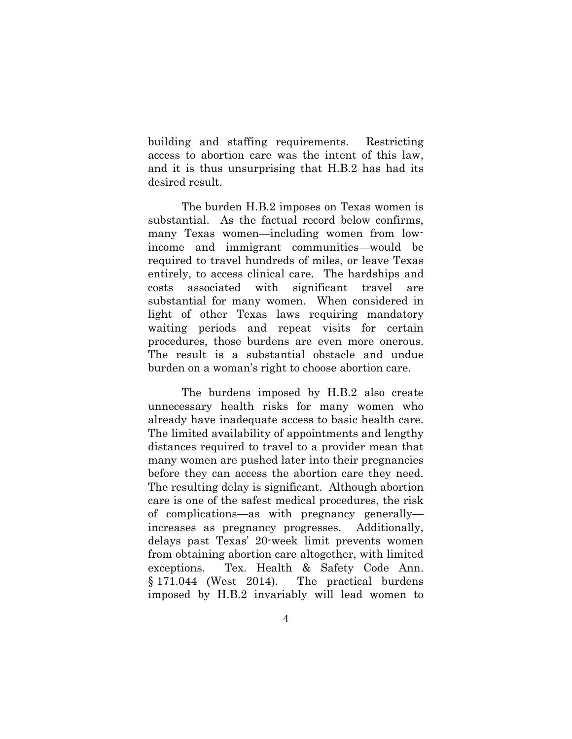building and staffing requirements. Restricting access to abortion care was the intent of this law, and it is thus unsurprising that H.B.2 has had its desired result.

The burden H.B.2 imposes on Texas women is substantial. As the factual record below confirms, many Texas women—including women from low-income and immigrant communities—would be required to travel hundreds of miles, or leave Texas entirely, to access clinical care. The hardships and costs associated with significant travel are substantial for many women. When considered in light of other Texas laws requiring mandatory waiting periods and repeat visits for certain procedures, those burdens are even more onerous. The result is a substantial obstacle and undue burden on a woman's right to choose abortion care.

The burdens imposed by H.B.2 also create unnecessary health risks for many women who already have inadequate access to basic health care. The limited availability of appointments and lengthy distances required to travel to a provider mean that many women are pushed later into their pregnancies before they can access the abortion care they need. The resulting delay is significant. Although abortion care is one of the safest medical procedures, the risk of complications—as with pregnancy generally—increases as pregnancy progresses. Additionally, delays past Texas' 20-week limit prevents women from obtaining abortion care altogether, with limited exceptions. Tex. Health & Safety Code Ann. § 171.044 (West 2014). The practical burdens imposed by H.B.2 invariably will lead women to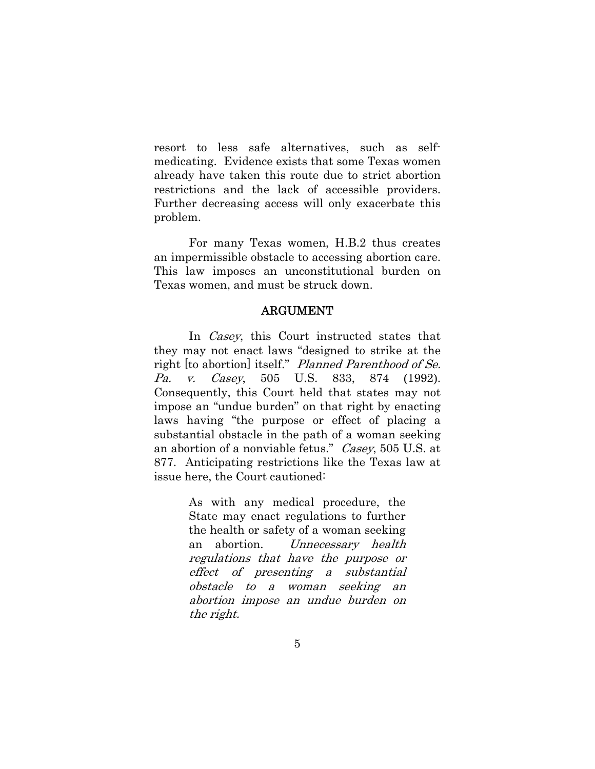resort to less safe alternatives, such as self-medicating. Evidence exists that some Texas women already have taken this route due to strict abortion restrictions and the lack of accessible providers. Further decreasing access will only exacerbate this problem.

For many Texas women, H.B.2 thus creates an impermissible obstacle to accessing abortion care. This law imposes an unconstitutional burden on Texas women, and must be struck down.

## ARGUMENT

In *Casey*, this Court instructed states that they may not enact laws "designed to strike at the right [to abortion] itself." *Planned Parenthood of Se. Pa. v. Casey*, 505 U.S. 833, 874 (1992). Consequently, this Court held that states may not impose an "undue burden" on that right by enacting laws having "the purpose or effect of placing a substantial obstacle in the path of a woman seeking an abortion of a nonviable fetus." *Casey*, 505 U.S. at 877. Anticipating restrictions like the Texas law at issue here, the Court cautioned:

> As with any medical procedure, the State may enact regulations to further the health or safety of a woman seeking an abortion. *Unnecessary health regulations that have the purpose or effect of presenting a substantial obstacle to a woman seeking an abortion impose an undue burden on the right.*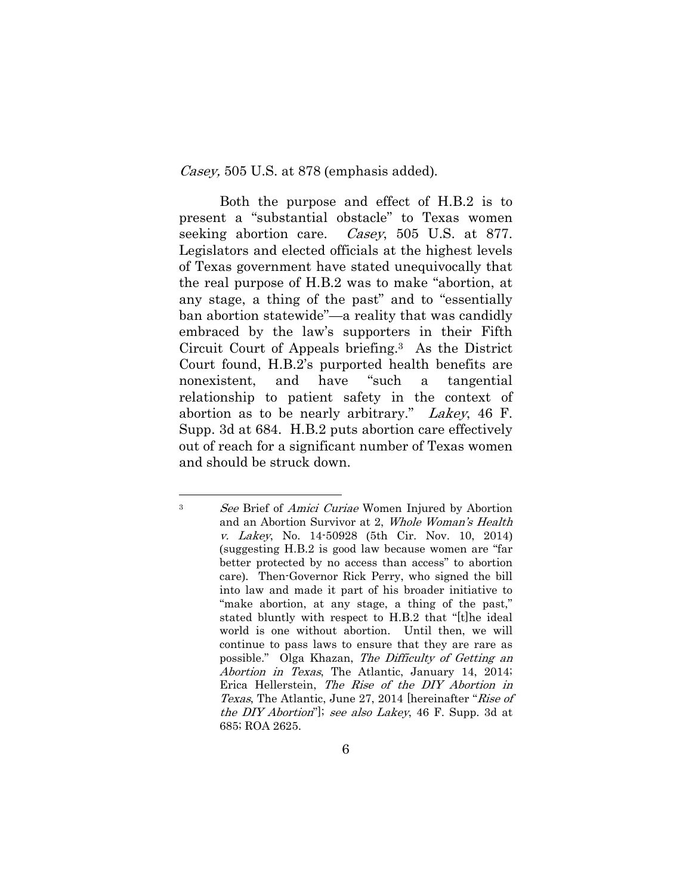*Casey,* 505 U.S. at 878 (emphasis added).

Both the purpose and effect of H.B.2 is to present a "substantial obstacle" to Texas women seeking abortion care. *Casey*, 505 U.S. at 877. Legislators and elected officials at the highest levels of Texas government have stated unequivocally that the real purpose of H.B.2 was to make "abortion, at any stage, a thing of the past" and to "essentially ban abortion statewide"—a reality that was candidly embraced by the law's supporters in their Fifth Circuit Court of Appeals briefing.[3] As the District Court found, H.B.2's purported health benefits are nonexistent, and have "such a tangential relationship to patient safety in the context of abortion as to be nearly arbitrary." *Lakey*, 46 F. Supp. 3d at 684. H.B.2 puts abortion care effectively out of reach for a significant number of Texas women and should be struck down.

---

[3] *See* Brief of *Amici Curiae* Women Injured by Abortion and an Abortion Survivor at 2, *Whole Woman's Health v. Lakey*, No. 14-50928 (5th Cir. Nov. 10, 2014) (suggesting H.B.2 is good law because women are "far better protected by no access than access" to abortion care). Then-Governor Rick Perry, who signed the bill into law and made it part of his broader initiative to "make abortion, at any stage, a thing of the past," stated bluntly with respect to H.B.2 that "[t]he ideal world is one without abortion. Until then, we will continue to pass laws to ensure that they are rare as possible." Olga Khazan, *The Difficulty of Getting an Abortion in Texas*, The Atlantic, January 14, 2014; Erica Hellerstein, *The Rise of the DIY Abortion in Texas*, The Atlantic, June 27, 2014 [hereinafter "*Rise of the DIY Abortion*"]; *see also Lakey*, 46 F. Supp. 3d at 685; ROA 2625.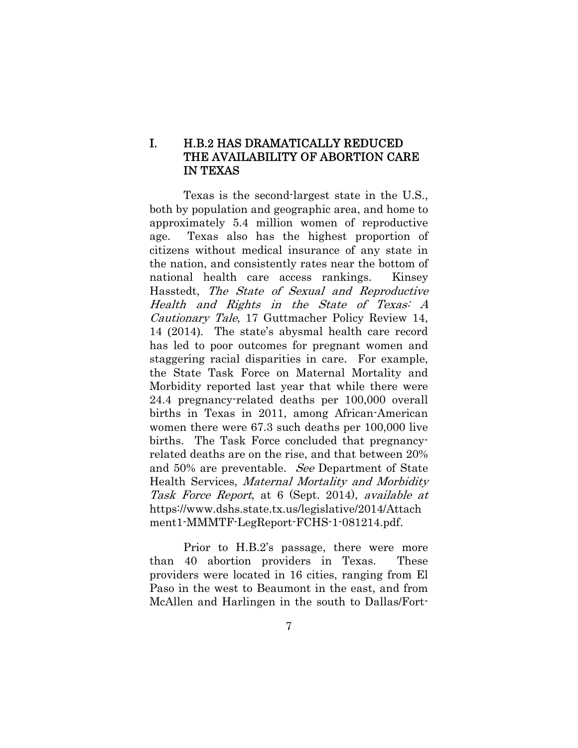## I. H.B.2 HAS DRAMATICALLY REDUCED THE AVAILABILITY OF ABORTION CARE IN TEXAS

Texas is the second-largest state in the U.S., both by population and geographic area, and home to approximately 5.4 million women of reproductive age. Texas also has the highest proportion of citizens without medical insurance of any state in the nation, and consistently rates near the bottom of national health care access rankings. Kinsey Hasstedt, *The State of Sexual and Reproductive Health and Rights in the State of Texas: A Cautionary Tale*, 17 Guttmacher Policy Review 14, 14 (2014). The state's abysmal health care record has led to poor outcomes for pregnant women and staggering racial disparities in care. For example, the State Task Force on Maternal Mortality and Morbidity reported last year that while there were 24.4 pregnancy-related deaths per 100,000 overall births in Texas in 2011, among African-American women there were 67.3 such deaths per 100,000 live births. The Task Force concluded that pregnancy-related deaths are on the rise, and that between 20% and 50% are preventable. *See* Department of State Health Services, *Maternal Mortality and Morbidity Task Force Report*, at 6 (Sept. 2014), *available at* https://www.dshs.state.tx.us/legislative/2014/Attachment1-MMMTF-LegReport-FCHS-1-081214.pdf.

Prior to H.B.2's passage, there were more than 40 abortion providers in Texas. These providers were located in 16 cities, ranging from El Paso in the west to Beaumont in the east, and from McAllen and Harlingen in the south to Dallas/Fort-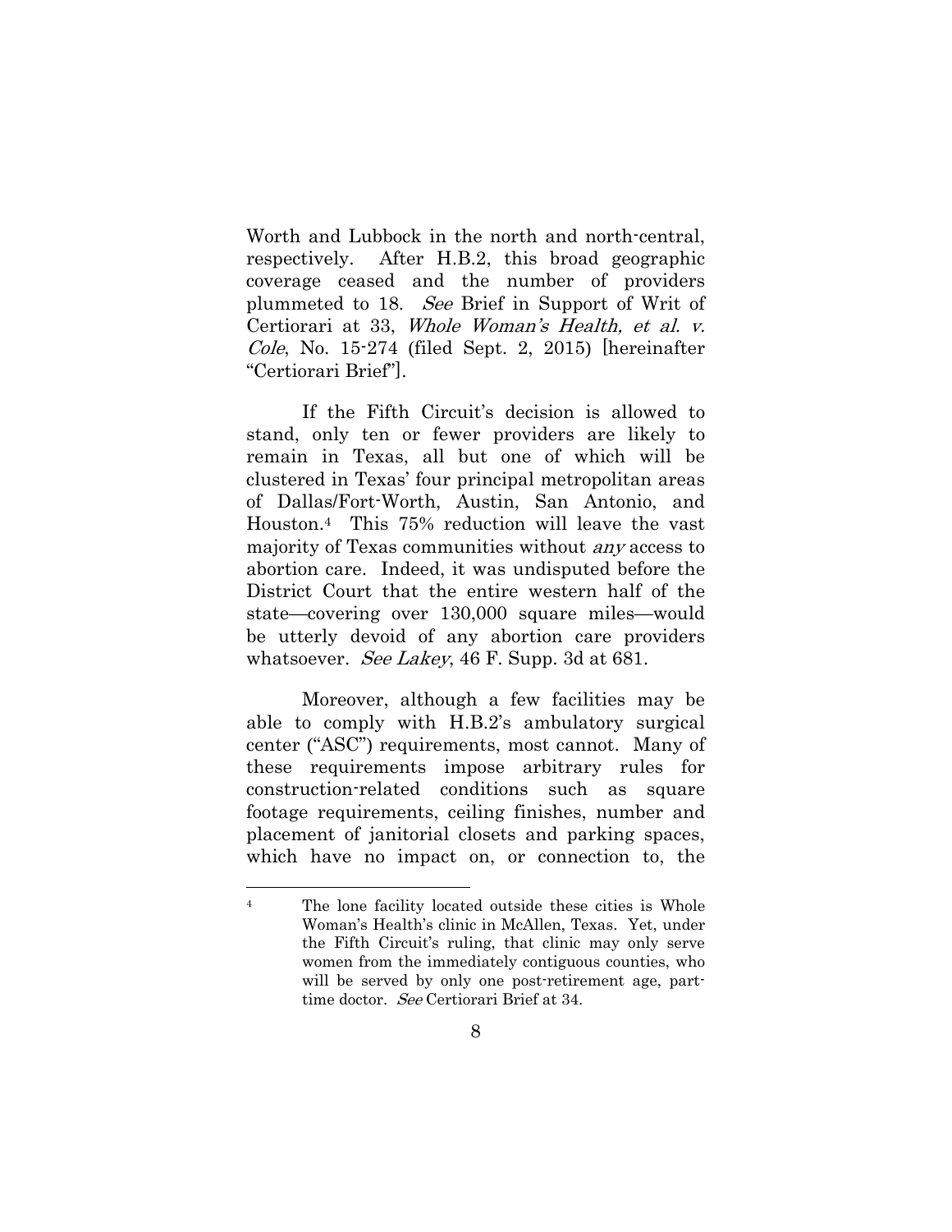Worth and Lubbock in the north and north-central, respectively. After H.B.2, this broad geographic coverage ceased and the number of providers plummeted to 18. *See* Brief in Support of Writ of Certiorari at 33, *Whole Woman's Health, et al. v. Cole*, No. 15-274 (filed Sept. 2, 2015) [hereinafter "Certiorari Brief"].

If the Fifth Circuit's decision is allowed to stand, only ten or fewer providers are likely to remain in Texas, all but one of which will be clustered in Texas' four principal metropolitan areas of Dallas/Fort-Worth, Austin, San Antonio, and Houston.[4] This 75% reduction will leave the vast majority of Texas communities without *any* access to abortion care. Indeed, it was undisputed before the District Court that the entire western half of the state—covering over 130,000 square miles—would be utterly devoid of any abortion care providers whatsoever. *See Lakey*, 46 F. Supp. 3d at 681.

Moreover, although a few facilities may be able to comply with H.B.2's ambulatory surgical center ("ASC") requirements, most cannot. Many of these requirements impose arbitrary rules for construction-related conditions such as square footage requirements, ceiling finishes, number and placement of janitorial closets and parking spaces, which have no impact on, or connection to, the

---

[4] The lone facility located outside these cities is Whole Woman's Health's clinic in McAllen, Texas. Yet, under the Fifth Circuit's ruling, that clinic may only serve women from the immediately contiguous counties, who will be served by only one post-retirement age, part-time doctor. *See* Certiorari Brief at 34.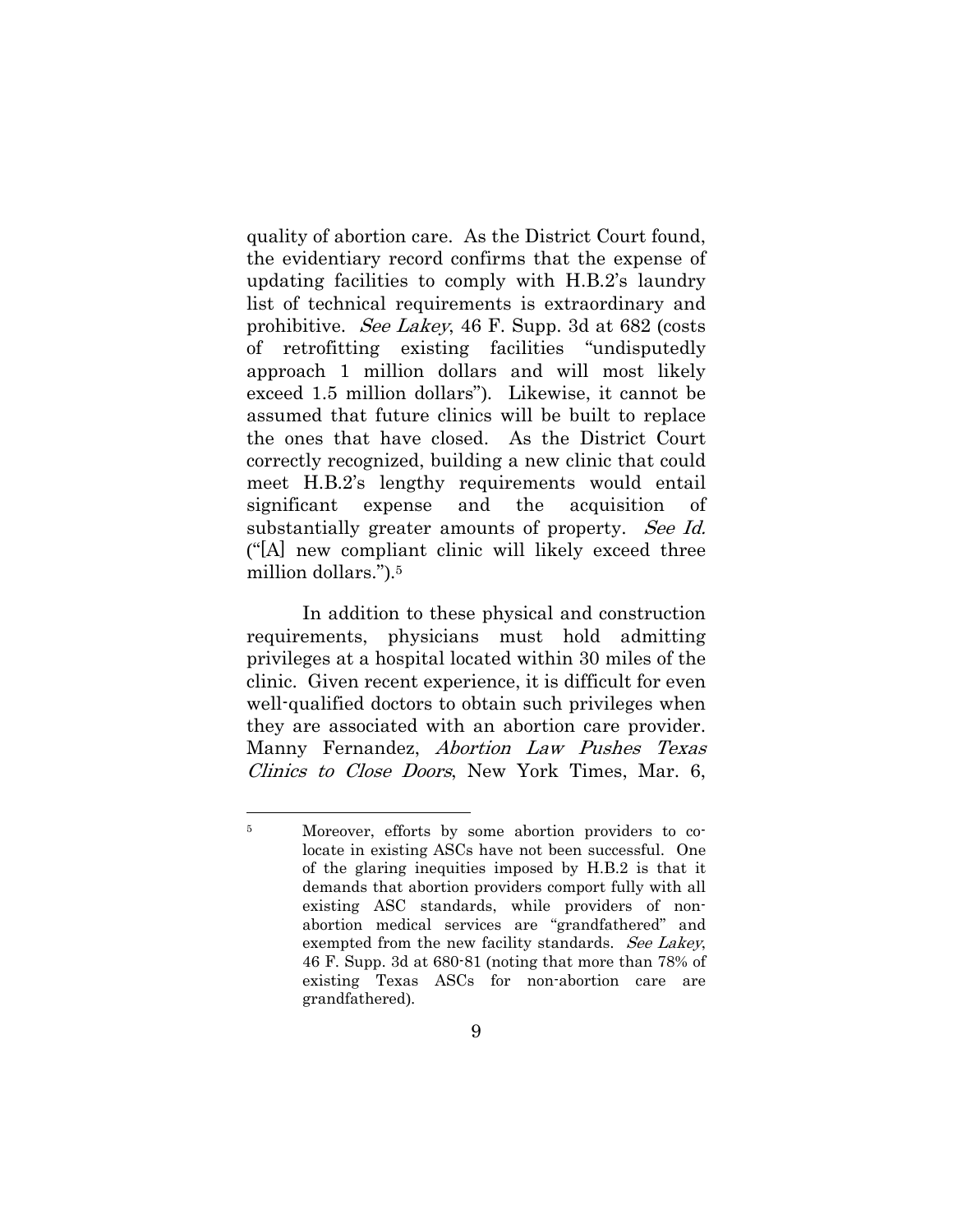quality of abortion care. As the District Court found, the evidentiary record confirms that the expense of updating facilities to comply with H.B.2's laundry list of technical requirements is extraordinary and prohibitive. *See Lakey*, 46 F. Supp. 3d at 682 (costs of retrofitting existing facilities "undisputedly approach 1 million dollars and will most likely exceed 1.5 million dollars"). Likewise, it cannot be assumed that future clinics will be built to replace the ones that have closed. As the District Court correctly recognized, building a new clinic that could meet H.B.2's lengthy requirements would entail significant expense and the acquisition of substantially greater amounts of property. *See Id.* ("[A] new compliant clinic will likely exceed three million dollars.").[5]

In addition to these physical and construction requirements, physicians must hold admitting privileges at a hospital located within 30 miles of the clinic. Given recent experience, it is difficult for even well-qualified doctors to obtain such privileges when they are associated with an abortion care provider. Manny Fernandez, *Abortion Law Pushes Texas Clinics to Close Doors*, New York Times, Mar. 6,

---

[5] Moreover, efforts by some abortion providers to co-locate in existing ASCs have not been successful. One of the glaring inequities imposed by H.B.2 is that it demands that abortion providers comport fully with all existing ASC standards, while providers of non-abortion medical services are "grandfathered" and exempted from the new facility standards. *See Lakey*, 46 F. Supp. 3d at 680-81 (noting that more than 78% of existing Texas ASCs for non-abortion care are grandfathered).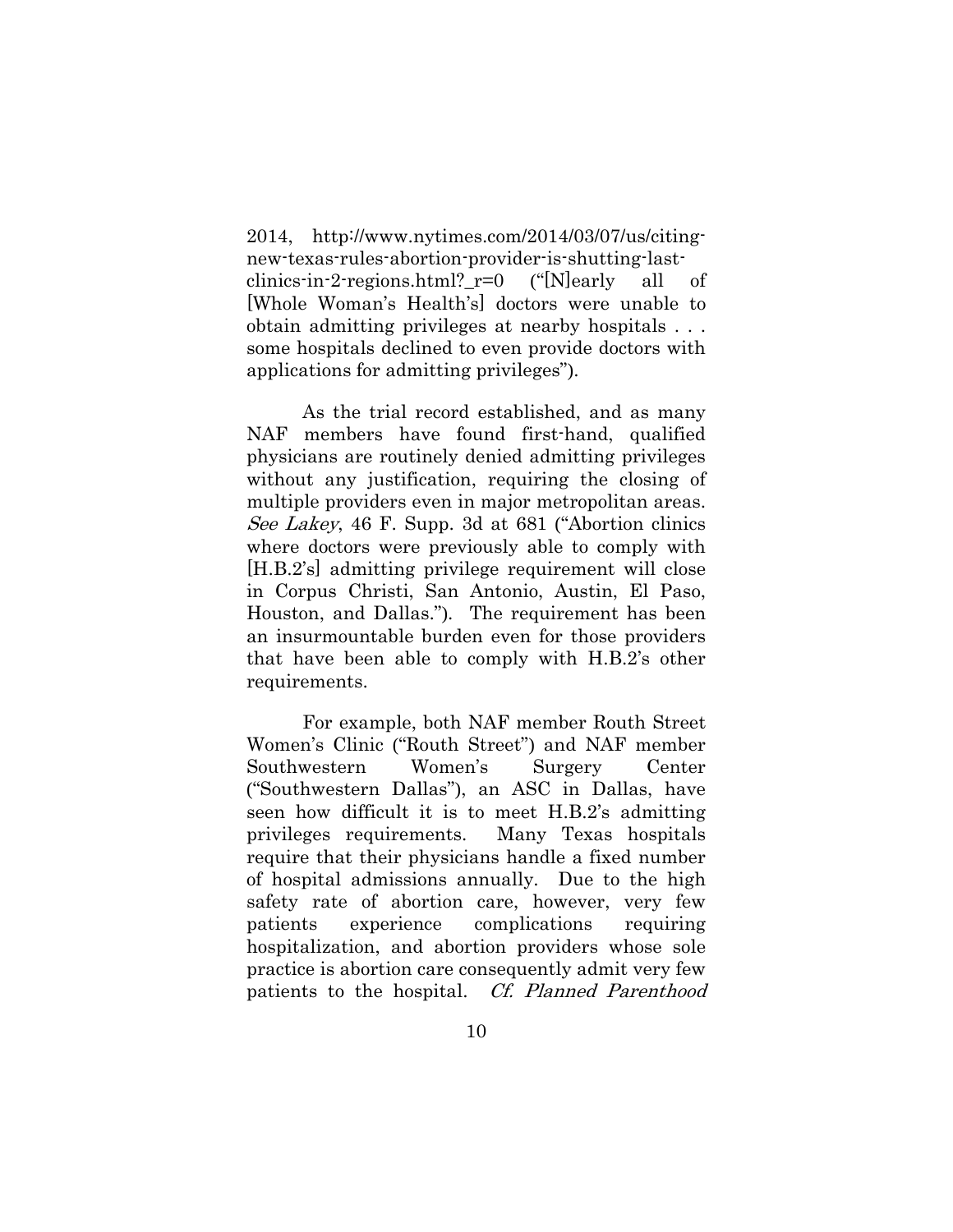2014, http://www.nytimes.com/2014/03/07/us/citing-new-texas-rules-abortion-provider-is-shutting-last-clinics-in-2-regions.html?_r=0 ("[N]early all of [Whole Woman's Health's] doctors were unable to obtain admitting privileges at nearby hospitals . . . some hospitals declined to even provide doctors with applications for admitting privileges").

As the trial record established, and as many NAF members have found first-hand, qualified physicians are routinely denied admitting privileges without any justification, requiring the closing of multiple providers even in major metropolitan areas. *See Lakey*, 46 F. Supp. 3d at 681 ("Abortion clinics where doctors were previously able to comply with [H.B.2's] admitting privilege requirement will close in Corpus Christi, San Antonio, Austin, El Paso, Houston, and Dallas."). The requirement has been an insurmountable burden even for those providers that have been able to comply with H.B.2's other requirements.

For example, both NAF member Routh Street Women's Clinic ("Routh Street") and NAF member Southwestern Women's Surgery Center ("Southwestern Dallas"), an ASC in Dallas, have seen how difficult it is to meet H.B.2's admitting privileges requirements. Many Texas hospitals require that their physicians handle a fixed number of hospital admissions annually. Due to the high safety rate of abortion care, however, very few patients experience complications requiring hospitalization, and abortion providers whose sole practice is abortion care consequently admit very few patients to the hospital. *Cf. Planned Parenthood*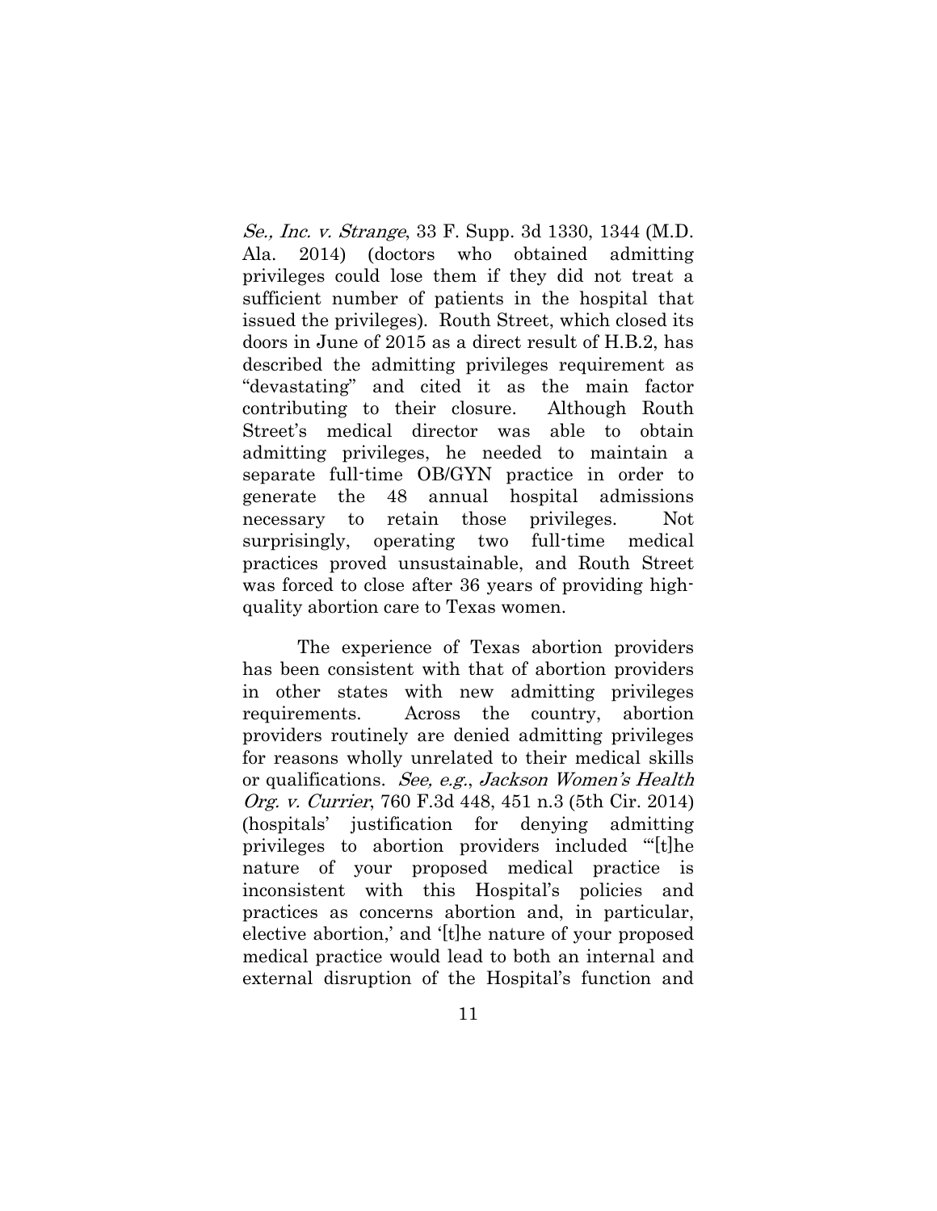*Se., Inc. v. Strange*, 33 F. Supp. 3d 1330, 1344 (M.D. Ala. 2014) (doctors who obtained admitting privileges could lose them if they did not treat a sufficient number of patients in the hospital that issued the privileges). Routh Street, which closed its doors in June of 2015 as a direct result of H.B.2, has described the admitting privileges requirement as "devastating" and cited it as the main factor contributing to their closure. Although Routh Street's medical director was able to obtain admitting privileges, he needed to maintain a separate full-time OB/GYN practice in order to generate the 48 annual hospital admissions necessary to retain those privileges. Not surprisingly, operating two full-time medical practices proved unsustainable, and Routh Street was forced to close after 36 years of providing high-quality abortion care to Texas women.

The experience of Texas abortion providers has been consistent with that of abortion providers in other states with new admitting privileges requirements. Across the country, abortion providers routinely are denied admitting privileges for reasons wholly unrelated to their medical skills or qualifications. *See, e.g.*, *Jackson Women's Health Org. v. Currier*, 760 F.3d 448, 451 n.3 (5th Cir. 2014) (hospitals' justification for denying admitting privileges to abortion providers included "'[t]he nature of your proposed medical practice is inconsistent with this Hospital's policies and practices as concerns abortion and, in particular, elective abortion,' and '[t]he nature of your proposed medical practice would lead to both an internal and external disruption of the Hospital's function and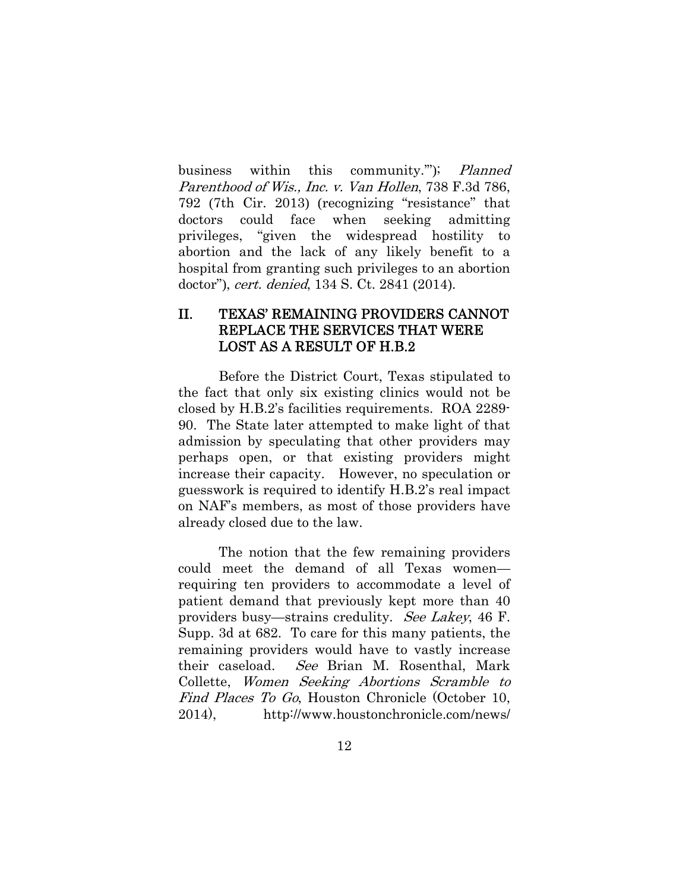business within this community.'"); *Planned Parenthood of Wis., Inc. v. Van Hollen*, 738 F.3d 786, 792 (7th Cir. 2013) (recognizing "resistance" that doctors could face when seeking admitting privileges, "given the widespread hostility to abortion and the lack of any likely benefit to a hospital from granting such privileges to an abortion doctor"), *cert. denied*, 134 S. Ct. 2841 (2014).

## II. TEXAS' REMAINING PROVIDERS CANNOT REPLACE THE SERVICES THAT WERE LOST AS A RESULT OF H.B.2

Before the District Court, Texas stipulated to the fact that only six existing clinics would not be closed by H.B.2's facilities requirements. ROA 2289-90. The State later attempted to make light of that admission by speculating that other providers may perhaps open, or that existing providers might increase their capacity. However, no speculation or guesswork is required to identify H.B.2's real impact on NAF's members, as most of those providers have already closed due to the law.

The notion that the few remaining providers could meet the demand of all Texas women—requiring ten providers to accommodate a level of patient demand that previously kept more than 40 providers busy—strains credulity. *See Lakey*, 46 F. Supp. 3d at 682. To care for this many patients, the remaining providers would have to vastly increase their caseload. *See* Brian M. Rosenthal, Mark Collette, *Women Seeking Abortions Scramble to Find Places To Go*, Houston Chronicle (October 10, 2014), http://www.houstonchronicle.com/news/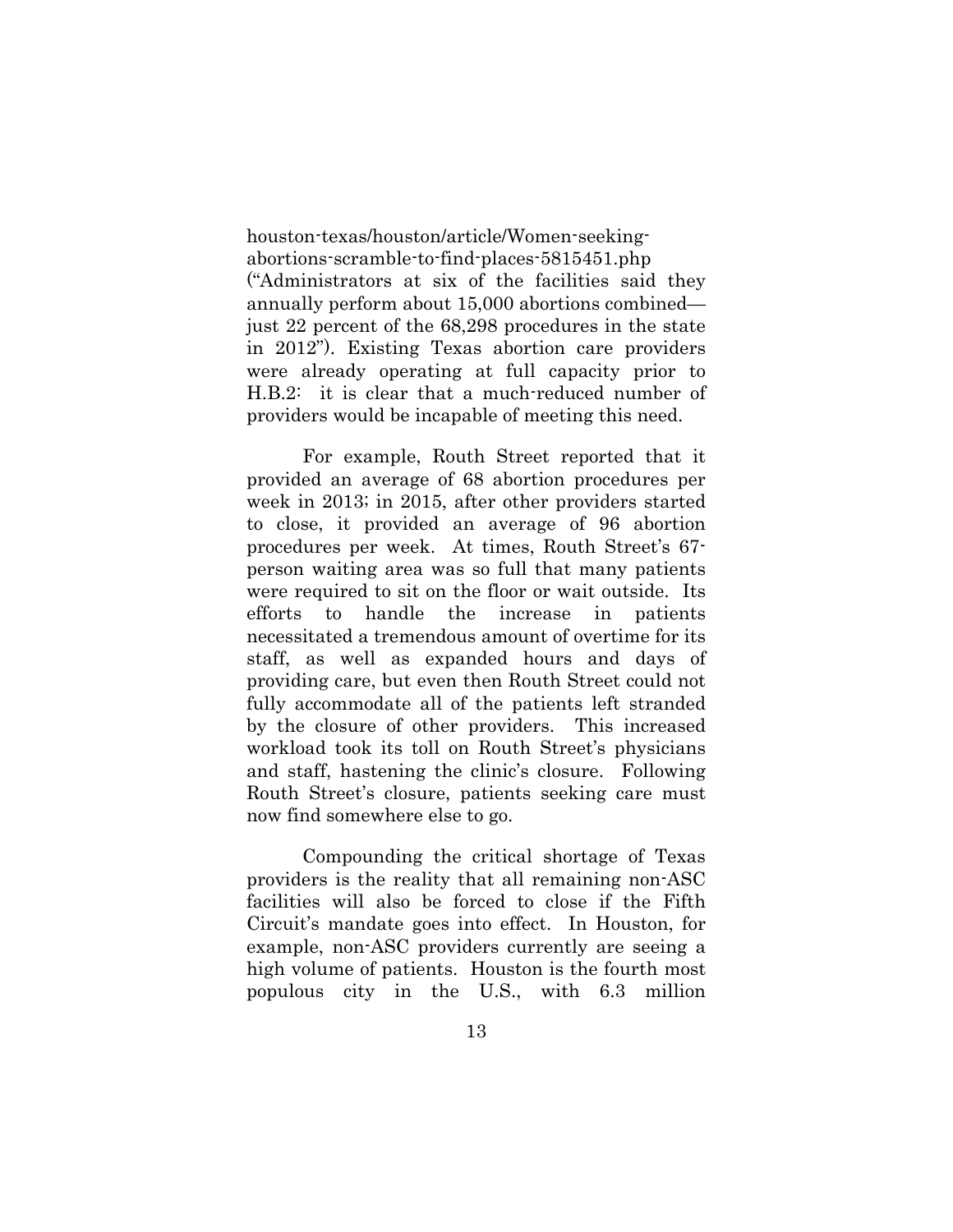houston-texas/houston/article/Women-seeking-abortions-scramble-to-find-places-5815451.php ("Administrators at six of the facilities said they annually perform about 15,000 abortions combined—just 22 percent of the 68,298 procedures in the state in 2012"). Existing Texas abortion care providers were already operating at full capacity prior to H.B.2: it is clear that a much-reduced number of providers would be incapable of meeting this need.

For example, Routh Street reported that it provided an average of 68 abortion procedures per week in 2013; in 2015, after other providers started to close, it provided an average of 96 abortion procedures per week. At times, Routh Street's 67-person waiting area was so full that many patients were required to sit on the floor or wait outside. Its efforts to handle the increase in patients necessitated a tremendous amount of overtime for its staff, as well as expanded hours and days of providing care, but even then Routh Street could not fully accommodate all of the patients left stranded by the closure of other providers. This increased workload took its toll on Routh Street's physicians and staff, hastening the clinic's closure. Following Routh Street's closure, patients seeking care must now find somewhere else to go.

Compounding the critical shortage of Texas providers is the reality that all remaining non-ASC facilities will also be forced to close if the Fifth Circuit's mandate goes into effect. In Houston, for example, non-ASC providers currently are seeing a high volume of patients. Houston is the fourth most populous city in the U.S., with 6.3 million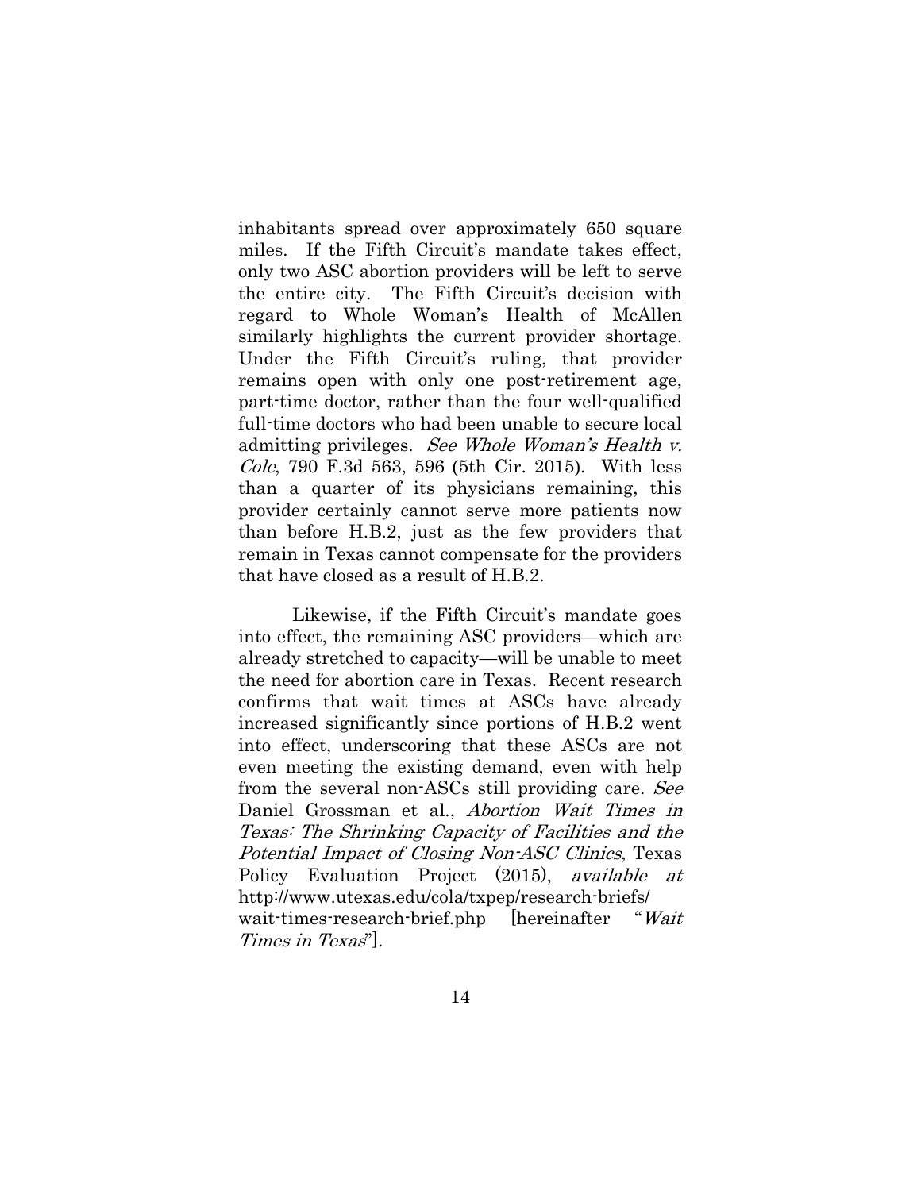inhabitants spread over approximately 650 square miles. If the Fifth Circuit's mandate takes effect, only two ASC abortion providers will be left to serve the entire city. The Fifth Circuit's decision with regard to Whole Woman's Health of McAllen similarly highlights the current provider shortage. Under the Fifth Circuit's ruling, that provider remains open with only one post-retirement age, part-time doctor, rather than the four well-qualified full-time doctors who had been unable to secure local admitting privileges. *See Whole Woman's Health v. Cole*, 790 F.3d 563, 596 (5th Cir. 2015). With less than a quarter of its physicians remaining, this provider certainly cannot serve more patients now than before H.B.2, just as the few providers that remain in Texas cannot compensate for the providers that have closed as a result of H.B.2.

Likewise, if the Fifth Circuit's mandate goes into effect, the remaining ASC providers—which are already stretched to capacity—will be unable to meet the need for abortion care in Texas. Recent research confirms that wait times at ASCs have already increased significantly since portions of H.B.2 went into effect, underscoring that these ASCs are not even meeting the existing demand, even with help from the several non-ASCs still providing care. *See* Daniel Grossman et al., *Abortion Wait Times in Texas: The Shrinking Capacity of Facilities and the Potential Impact of Closing Non-ASC Clinics*, Texas Policy Evaluation Project (2015), *available at* http://www.utexas.edu/cola/txpep/research-briefs/wait-times-research-brief.php [hereinafter "*Wait Times in Texas*"].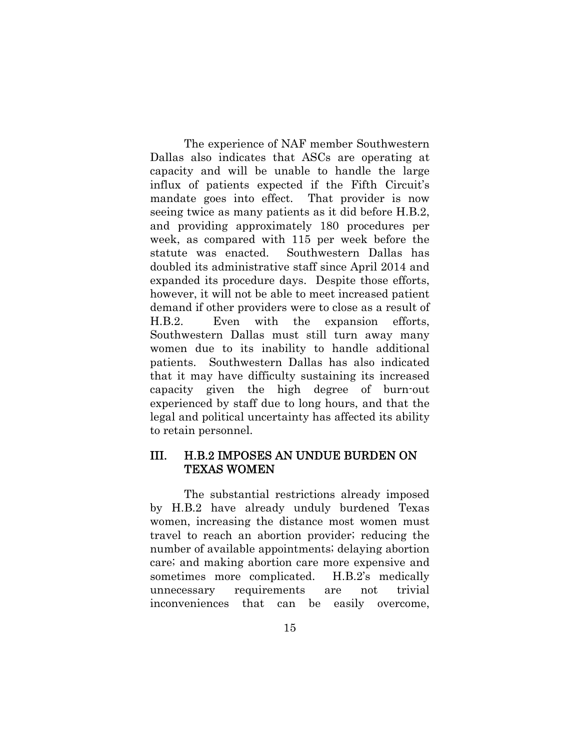The experience of NAF member Southwestern Dallas also indicates that ASCs are operating at capacity and will be unable to handle the large influx of patients expected if the Fifth Circuit's mandate goes into effect. That provider is now seeing twice as many patients as it did before H.B.2, and providing approximately 180 procedures per week, as compared with 115 per week before the statute was enacted. Southwestern Dallas has doubled its administrative staff since April 2014 and expanded its procedure days. Despite those efforts, however, it will not be able to meet increased patient demand if other providers were to close as a result of H.B.2. Even with the expansion efforts, Southwestern Dallas must still turn away many women due to its inability to handle additional patients. Southwestern Dallas has also indicated that it may have difficulty sustaining its increased capacity given the high degree of burn-out experienced by staff due to long hours, and that the legal and political uncertainty has affected its ability to retain personnel.

## III. H.B.2 IMPOSES AN UNDUE BURDEN ON TEXAS WOMEN

The substantial restrictions already imposed by H.B.2 have already unduly burdened Texas women, increasing the distance most women must travel to reach an abortion provider; reducing the number of available appointments; delaying abortion care; and making abortion care more expensive and sometimes more complicated. H.B.2's medically unnecessary requirements are not trivial inconveniences that can be easily overcome,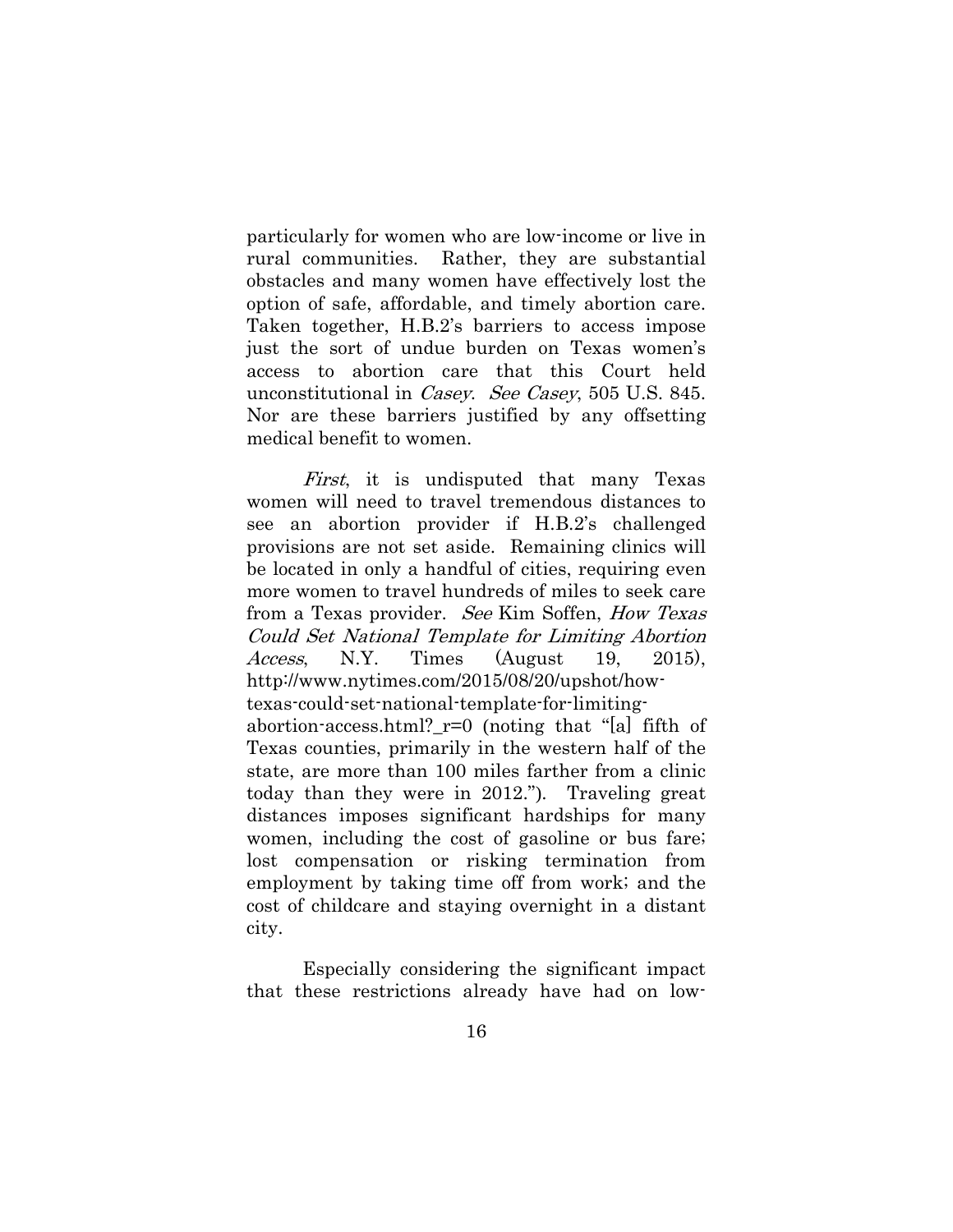particularly for women who are low-income or live in rural communities. Rather, they are substantial obstacles and many women have effectively lost the option of safe, affordable, and timely abortion care. Taken together, H.B.2's barriers to access impose just the sort of undue burden on Texas women's access to abortion care that this Court held unconstitutional in *Casey*. *See Casey*, 505 U.S. 845. Nor are these barriers justified by any offsetting medical benefit to women.

*First*, it is undisputed that many Texas women will need to travel tremendous distances to see an abortion provider if H.B.2's challenged provisions are not set aside. Remaining clinics will be located in only a handful of cities, requiring even more women to travel hundreds of miles to seek care from a Texas provider. *See* Kim Soffen, *How Texas Could Set National Template for Limiting Abortion Access*, N.Y. Times (August 19, 2015), http://www.nytimes.com/2015/08/20/upshot/how-texas-could-set-national-template-for-limiting-abortion-access.html?_r=0 (noting that "[a] fifth of Texas counties, primarily in the western half of the state, are more than 100 miles farther from a clinic today than they were in 2012."). Traveling great distances imposes significant hardships for many women, including the cost of gasoline or bus fare; lost compensation or risking termination from employment by taking time off from work; and the cost of childcare and staying overnight in a distant city.

Especially considering the significant impact that these restrictions already have had on low-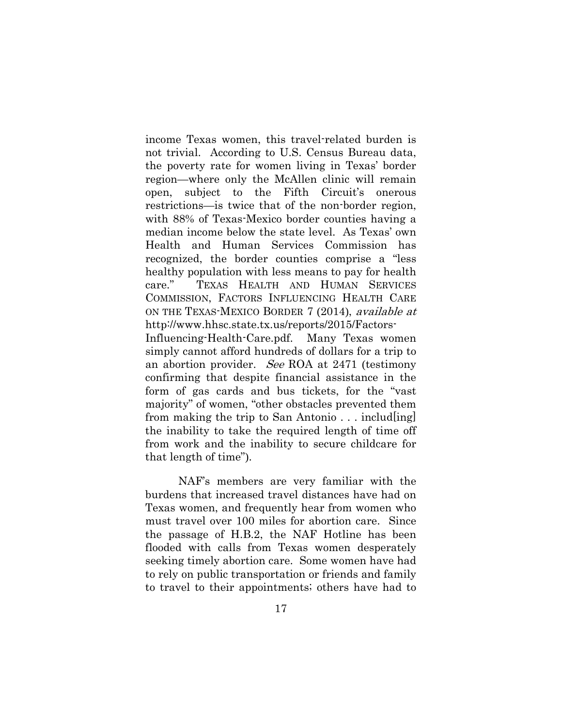income Texas women, this travel-related burden is not trivial. According to U.S. Census Bureau data, the poverty rate for women living in Texas' border region—where only the McAllen clinic will remain open, subject to the Fifth Circuit's onerous restrictions—is twice that of the non-border region, with 88% of Texas-Mexico border counties having a median income below the state level. As Texas' own Health and Human Services Commission has recognized, the border counties comprise a "less healthy population with less means to pay for health care." TEXAS HEALTH AND HUMAN SERVICES COMMISSION, FACTORS INFLUENCING HEALTH CARE ON THE TEXAS-MEXICO BORDER 7 (2014), *available at* http://www.hhsc.state.tx.us/reports/2015/Factors-Influencing-Health-Care.pdf. Many Texas women simply cannot afford hundreds of dollars for a trip to an abortion provider. *See* ROA at 2471 (testimony confirming that despite financial assistance in the form of gas cards and bus tickets, for the "vast majority" of women, "other obstacles prevented them from making the trip to San Antonio . . . includ[ing] the inability to take the required length of time off from work and the inability to secure childcare for that length of time").

NAF's members are very familiar with the burdens that increased travel distances have had on Texas women, and frequently hear from women who must travel over 100 miles for abortion care. Since the passage of H.B.2, the NAF Hotline has been flooded with calls from Texas women desperately seeking timely abortion care. Some women have had to rely on public transportation or friends and family to travel to their appointments; others have had to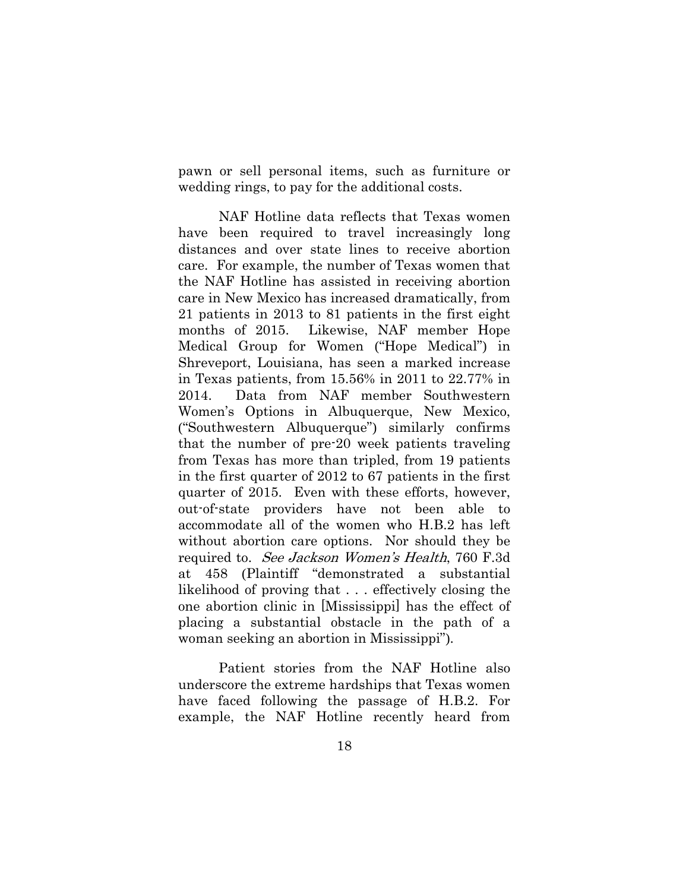pawn or sell personal items, such as furniture or wedding rings, to pay for the additional costs.

NAF Hotline data reflects that Texas women have been required to travel increasingly long distances and over state lines to receive abortion care. For example, the number of Texas women that the NAF Hotline has assisted in receiving abortion care in New Mexico has increased dramatically, from 21 patients in 2013 to 81 patients in the first eight months of 2015. Likewise, NAF member Hope Medical Group for Women ("Hope Medical") in Shreveport, Louisiana, has seen a marked increase in Texas patients, from 15.56% in 2011 to 22.77% in 2014. Data from NAF member Southwestern Women's Options in Albuquerque, New Mexico, ("Southwestern Albuquerque") similarly confirms that the number of pre-20 week patients traveling from Texas has more than tripled, from 19 patients in the first quarter of 2012 to 67 patients in the first quarter of 2015. Even with these efforts, however, out-of-state providers have not been able to accommodate all of the women who H.B.2 has left without abortion care options. Nor should they be required to. *See Jackson Women's Health*, 760 F.3d at 458 (Plaintiff "demonstrated a substantial likelihood of proving that . . . effectively closing the one abortion clinic in [Mississippi] has the effect of placing a substantial obstacle in the path of a woman seeking an abortion in Mississippi").

Patient stories from the NAF Hotline also underscore the extreme hardships that Texas women have faced following the passage of H.B.2. For example, the NAF Hotline recently heard from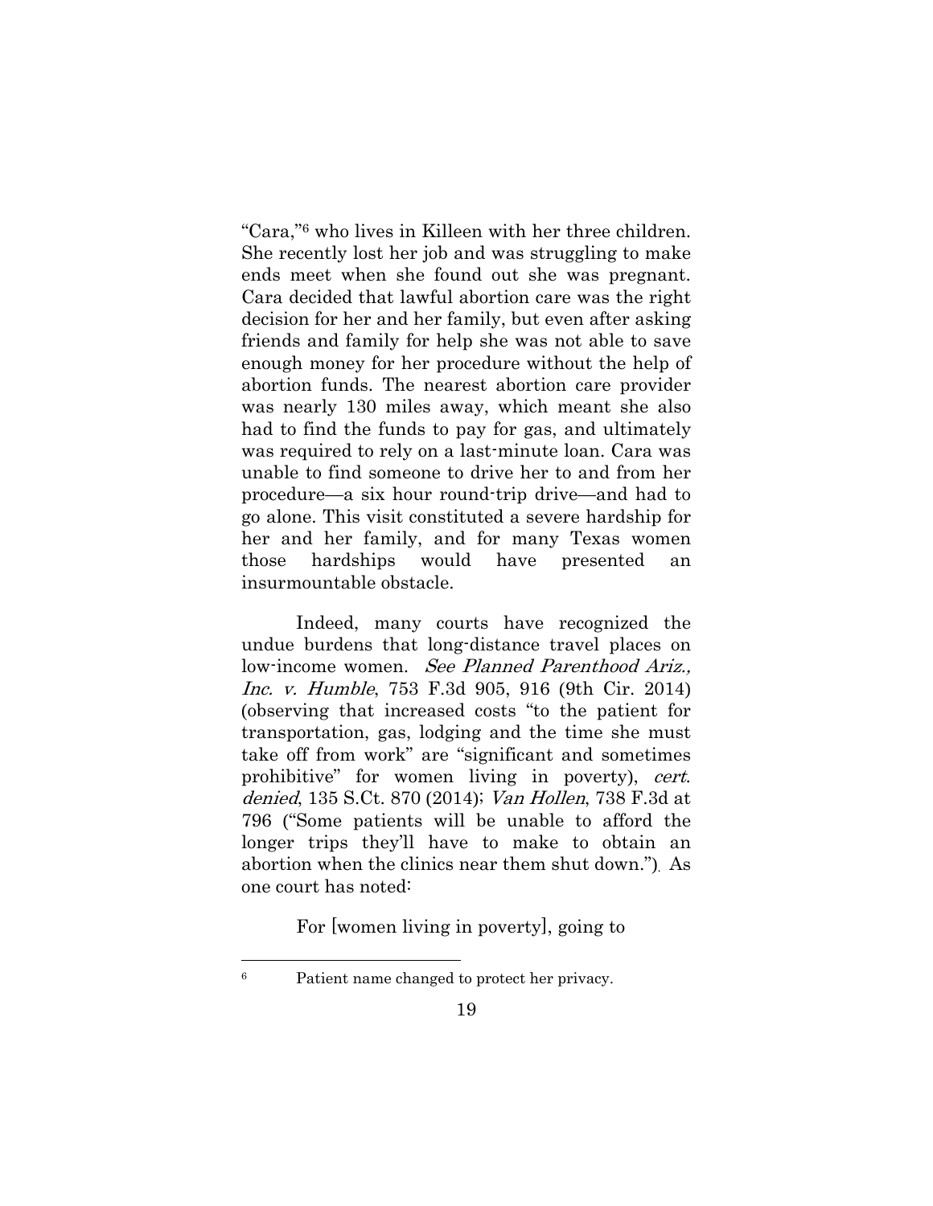"Cara,"[6] who lives in Killeen with her three children. She recently lost her job and was struggling to make ends meet when she found out she was pregnant. Cara decided that lawful abortion care was the right decision for her and her family, but even after asking friends and family for help she was not able to save enough money for her procedure without the help of abortion funds. The nearest abortion care provider was nearly 130 miles away, which meant she also had to find the funds to pay for gas, and ultimately was required to rely on a last-minute loan. Cara was unable to find someone to drive her to and from her procedure—a six hour round-trip drive—and had to go alone. This visit constituted a severe hardship for her and her family, and for many Texas women those hardships would have presented an insurmountable obstacle.

Indeed, many courts have recognized the undue burdens that long-distance travel places on low-income women. *See Planned Parenthood Ariz., Inc. v. Humble*, 753 F.3d 905, 916 (9th Cir. 2014) (observing that increased costs "to the patient for transportation, gas, lodging and the time she must take off from work" are "significant and sometimes prohibitive" for women living in poverty), *cert. denied*, 135 S.Ct. 870 (2014); *Van Hollen*, 738 F.3d at 796 ("Some patients will be unable to afford the longer trips they'll have to make to obtain an abortion when the clinics near them shut down."). As one court has noted:

> For [women living in poverty], going to

[6] Patient name changed to protect her privacy.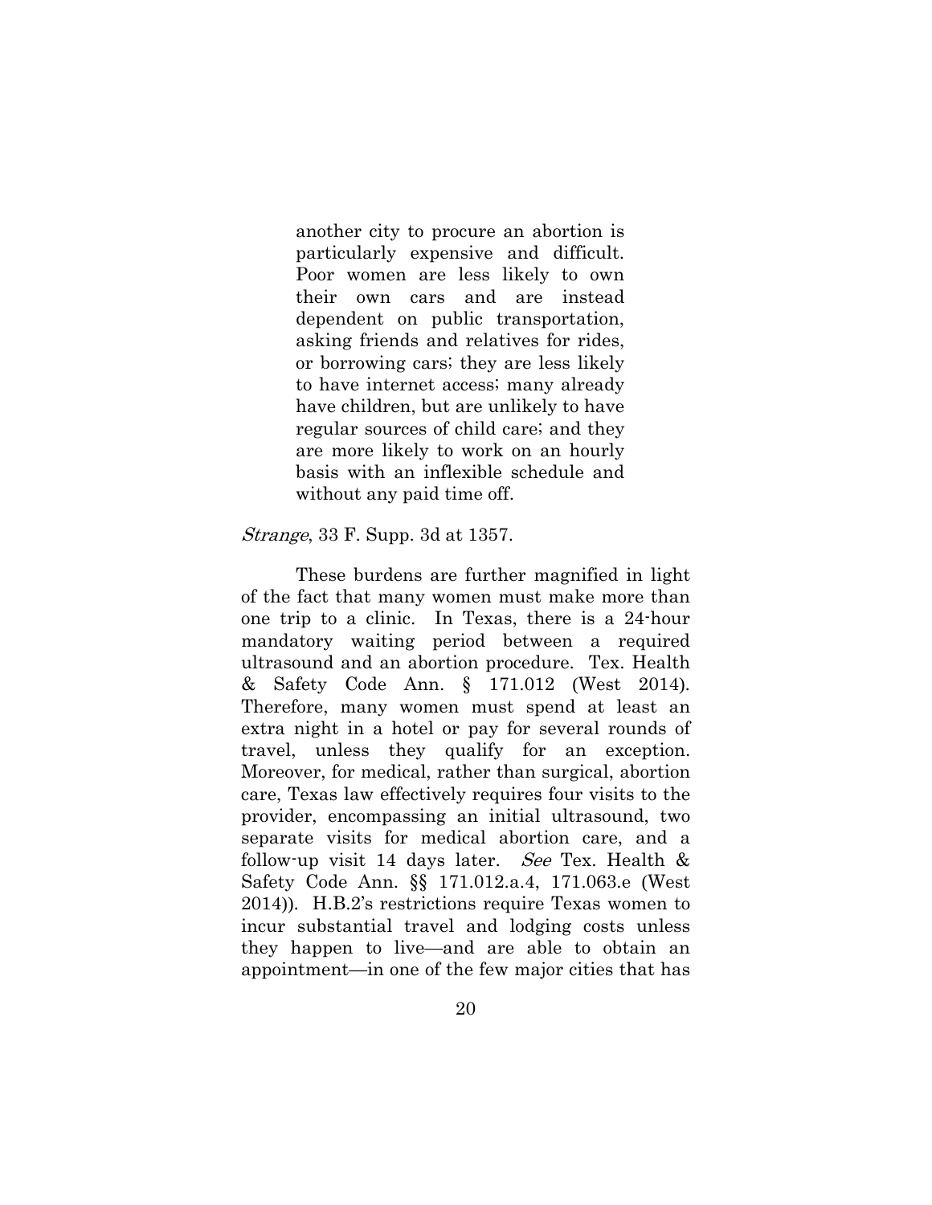> another city to procure an abortion is particularly expensive and difficult. Poor women are less likely to own their own cars and are instead dependent on public transportation, asking friends and relatives for rides, or borrowing cars; they are less likely to have internet access; many already have children, but are unlikely to have regular sources of child care; and they are more likely to work on an hourly basis with an inflexible schedule and without any paid time off.

*Strange*, 33 F. Supp. 3d at 1357.

These burdens are further magnified in light of the fact that many women must make more than one trip to a clinic. In Texas, there is a 24-hour mandatory waiting period between a required ultrasound and an abortion procedure. Tex. Health & Safety Code Ann. § 171.012 (West 2014). Therefore, many women must spend at least an extra night in a hotel or pay for several rounds of travel, unless they qualify for an exception. Moreover, for medical, rather than surgical, abortion care, Texas law effectively requires four visits to the provider, encompassing an initial ultrasound, two separate visits for medical abortion care, and a follow-up visit 14 days later. *See* Tex. Health & Safety Code Ann. §§ 171.012.a.4, 171.063.e (West 2014)). H.B.2's restrictions require Texas women to incur substantial travel and lodging costs unless they happen to live—and are able to obtain an appointment—in one of the few major cities that has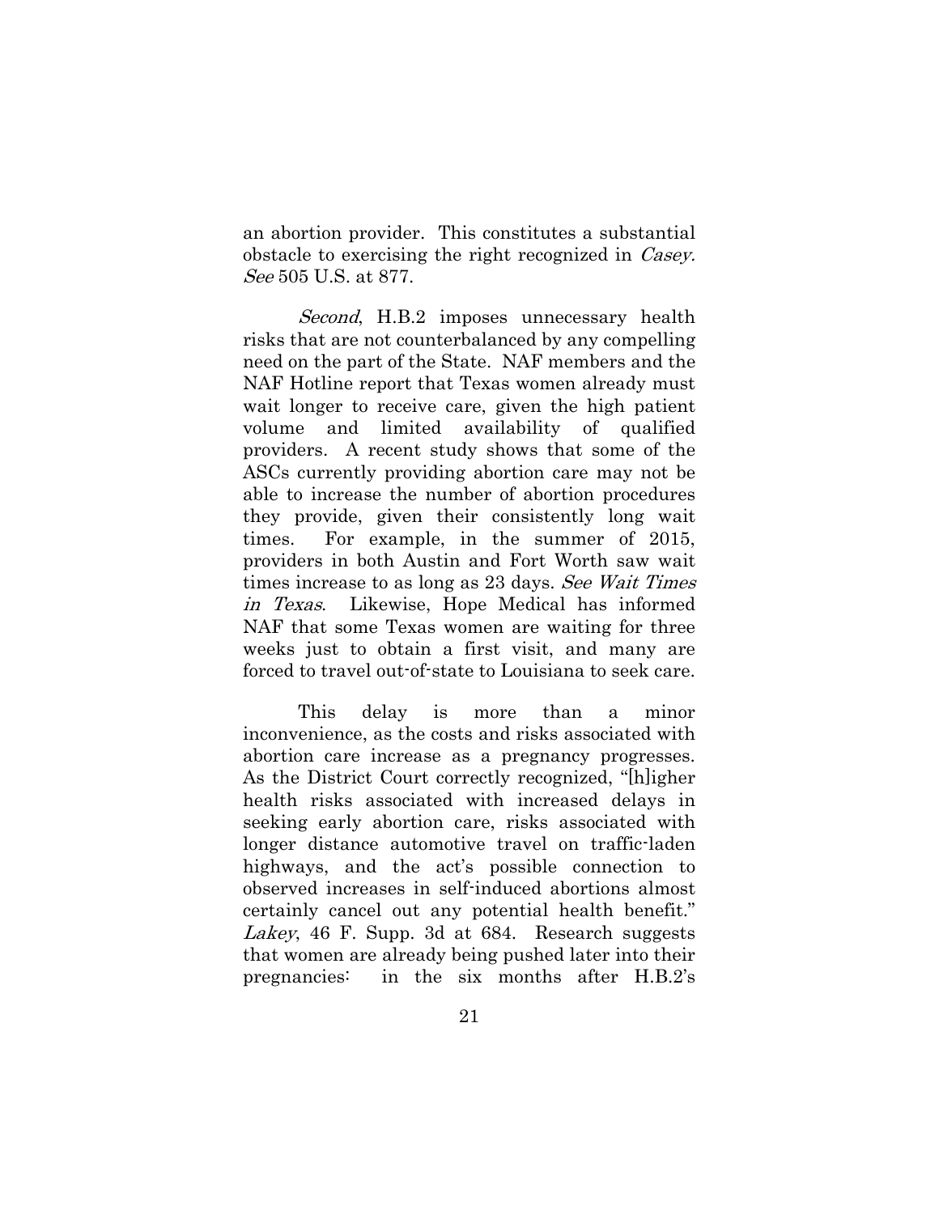an abortion provider. This constitutes a substantial obstacle to exercising the right recognized in *Casey. See* 505 U.S. at 877.

*Second*, H.B.2 imposes unnecessary health risks that are not counterbalanced by any compelling need on the part of the State. NAF members and the NAF Hotline report that Texas women already must wait longer to receive care, given the high patient volume and limited availability of qualified providers. A recent study shows that some of the ASCs currently providing abortion care may not be able to increase the number of abortion procedures they provide, given their consistently long wait times. For example, in the summer of 2015, providers in both Austin and Fort Worth saw wait times increase to as long as 23 days. *See Wait Times in Texas*. Likewise, Hope Medical has informed NAF that some Texas women are waiting for three weeks just to obtain a first visit, and many are forced to travel out-of-state to Louisiana to seek care.

This delay is more than a minor inconvenience, as the costs and risks associated with abortion care increase as a pregnancy progresses. As the District Court correctly recognized, "[h]igher health risks associated with increased delays in seeking early abortion care, risks associated with longer distance automotive travel on traffic-laden highways, and the act's possible connection to observed increases in self-induced abortions almost certainly cancel out any potential health benefit." *Lakey*, 46 F. Supp. 3d at 684. Research suggests that women are already being pushed later into their pregnancies: in the six months after H.B.2's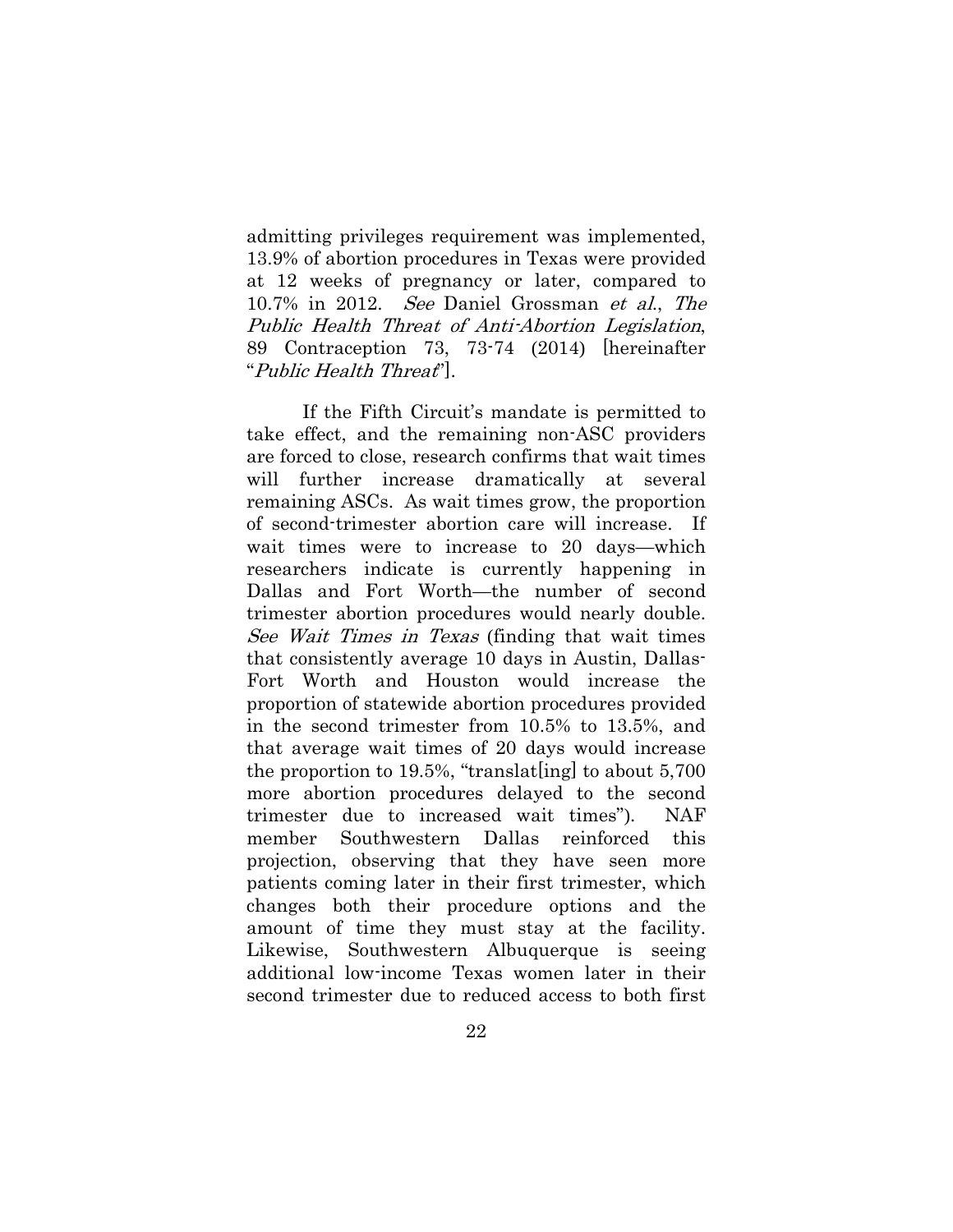admitting privileges requirement was implemented, 13.9% of abortion procedures in Texas were provided at 12 weeks of pregnancy or later, compared to 10.7% in 2012. *See* Daniel Grossman *et al.*, *The Public Health Threat of Anti-Abortion Legislation*, 89 Contraception 73, 73-74 (2014) [hereinafter "*Public Health Threat*"].

If the Fifth Circuit's mandate is permitted to take effect, and the remaining non-ASC providers are forced to close, research confirms that wait times will further increase dramatically at several remaining ASCs. As wait times grow, the proportion of second-trimester abortion care will increase. If wait times were to increase to 20 days—which researchers indicate is currently happening in Dallas and Fort Worth—the number of second trimester abortion procedures would nearly double. *See Wait Times in Texas* (finding that wait times that consistently average 10 days in Austin, Dallas-Fort Worth and Houston would increase the proportion of statewide abortion procedures provided in the second trimester from 10.5% to 13.5%, and that average wait times of 20 days would increase the proportion to 19.5%, "translat[ing] to about 5,700 more abortion procedures delayed to the second trimester due to increased wait times"). NAF member Southwestern Dallas reinforced this projection, observing that they have seen more patients coming later in their first trimester, which changes both their procedure options and the amount of time they must stay at the facility. Likewise, Southwestern Albuquerque is seeing additional low-income Texas women later in their second trimester due to reduced access to both first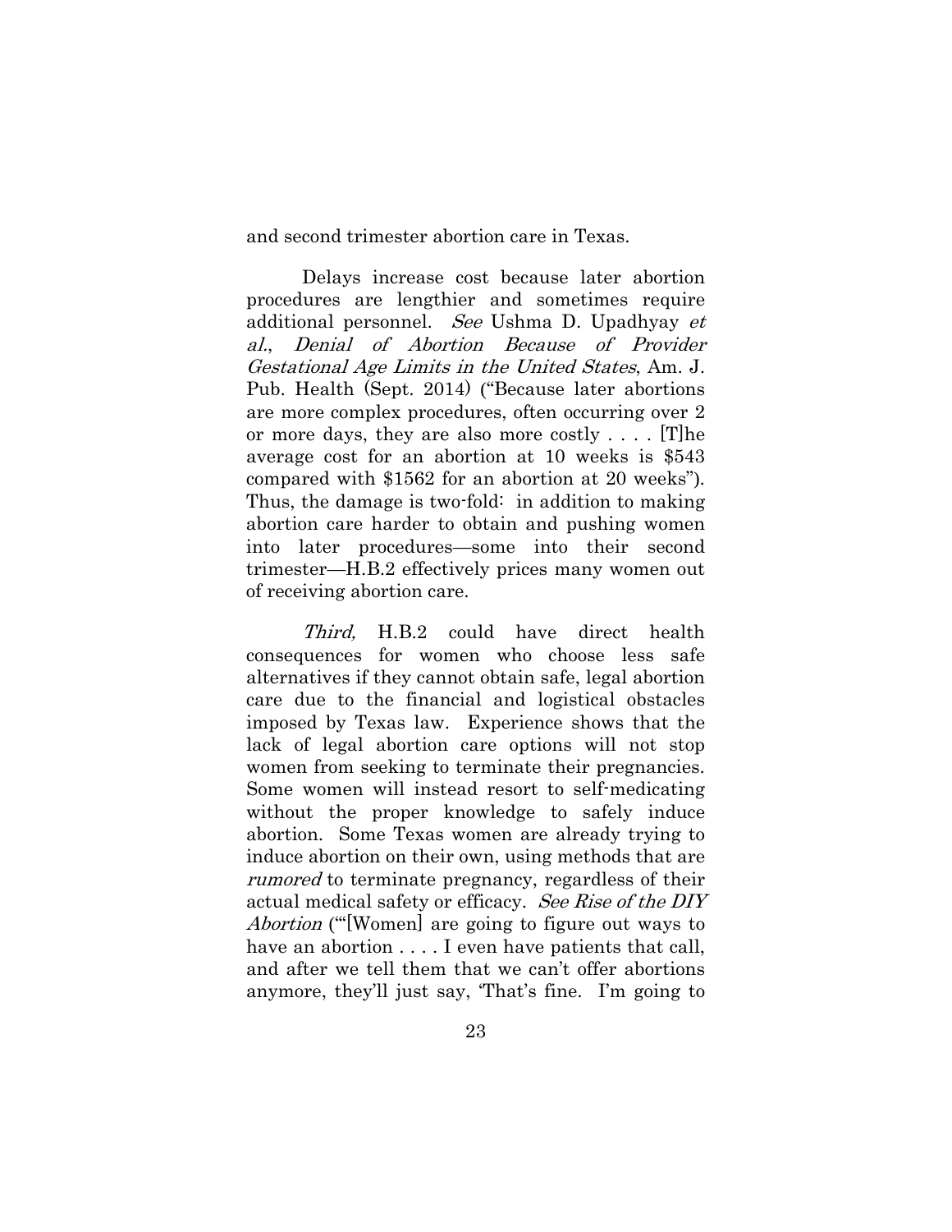and second trimester abortion care in Texas.

Delays increase cost because later abortion procedures are lengthier and sometimes require additional personnel. *See* Ushma D. Upadhyay *et al.*, *Denial of Abortion Because of Provider Gestational Age Limits in the United States*, Am. J. Pub. Health (Sept. 2014) ("Because later abortions are more complex procedures, often occurring over 2 or more days, they are also more costly . . . . [T]he average cost for an abortion at 10 weeks is $543 compared with $1562 for an abortion at 20 weeks"). Thus, the damage is two-fold: in addition to making abortion care harder to obtain and pushing women into later procedures—some into their second trimester—H.B.2 effectively prices many women out of receiving abortion care.

*Third,* H.B.2 could have direct health consequences for women who choose less safe alternatives if they cannot obtain safe, legal abortion care due to the financial and logistical obstacles imposed by Texas law. Experience shows that the lack of legal abortion care options will not stop women from seeking to terminate their pregnancies. Some women will instead resort to self-medicating without the proper knowledge to safely induce abortion. Some Texas women are already trying to induce abortion on their own, using methods that are *rumored* to terminate pregnancy, regardless of their actual medical safety or efficacy. *See Rise of the DIY Abortion* ("'[Women] are going to figure out ways to have an abortion . . . . I even have patients that call, and after we tell them that we can't offer abortions anymore, they'll just say, 'That's fine. I'm going to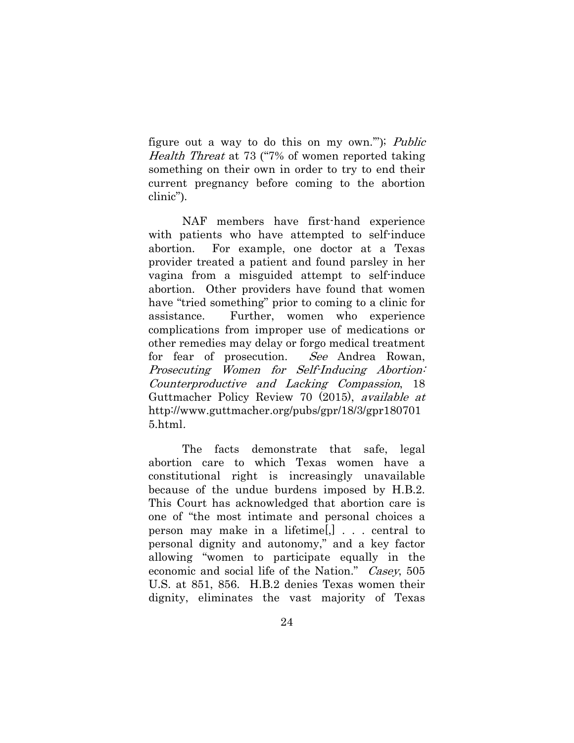figure out a way to do this on my own.'"); *Public Health Threat* at 73 ("7% of women reported taking something on their own in order to try to end their current pregnancy before coming to the abortion clinic").

NAF members have first-hand experience with patients who have attempted to self-induce abortion. For example, one doctor at a Texas provider treated a patient and found parsley in her vagina from a misguided attempt to self-induce abortion. Other providers have found that women have "tried something" prior to coming to a clinic for assistance. Further, women who experience complications from improper use of medications or other remedies may delay or forgo medical treatment for fear of prosecution. *See* Andrea Rowan, *Prosecuting Women for Self-Inducing Abortion: Counterproductive and Lacking Compassion*, 18 Guttmacher Policy Review 70 (2015), *available at* http://www.guttmacher.org/pubs/gpr/18/3/gpr1807015.html.

The facts demonstrate that safe, legal abortion care to which Texas women have a constitutional right is increasingly unavailable because of the undue burdens imposed by H.B.2. This Court has acknowledged that abortion care is one of "the most intimate and personal choices a person may make in a lifetime[,] . . . central to personal dignity and autonomy," and a key factor allowing "women to participate equally in the economic and social life of the Nation." *Casey*, 505 U.S. at 851, 856. H.B.2 denies Texas women their dignity, eliminates the vast majority of Texas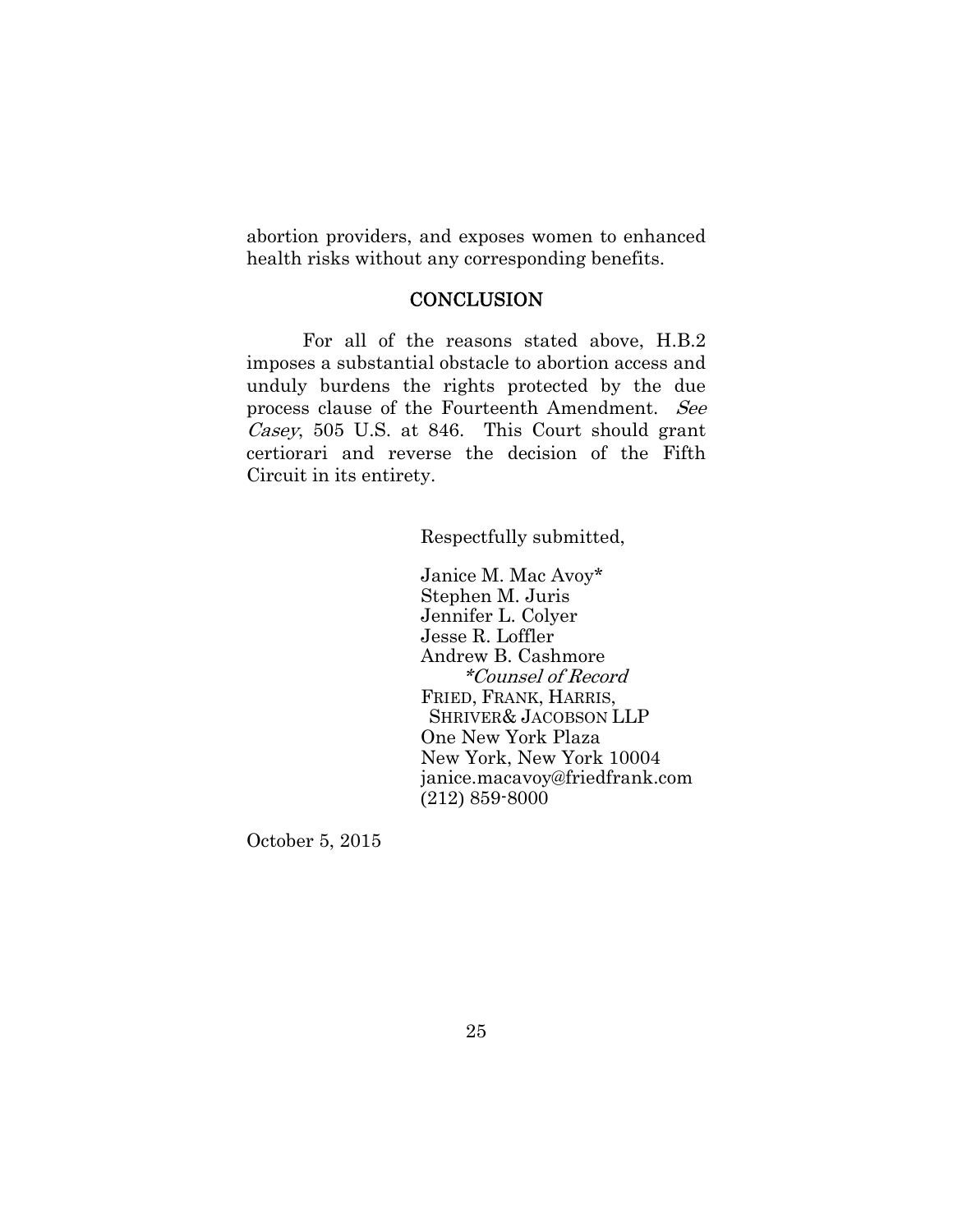abortion providers, and exposes women to enhanced health risks without any corresponding benefits.

## CONCLUSION

For all of the reasons stated above, H.B.2 imposes a substantial obstacle to abortion access and unduly burdens the rights protected by the due process clause of the Fourteenth Amendment. *See Casey*, 505 U.S. at 846. This Court should grant certiorari and reverse the decision of the Fifth Circuit in its entirety.

Respectfully submitted,

Janice M. Mac Avoy*
Stephen M. Juris
Jennifer L. Colyer
Jesse R. Loffler
Andrew B. Cashmore
*\*Counsel of Record*
FRIED, FRANK, HARRIS, SHRIVER& JACOBSON LLP
One New York Plaza
New York, New York 10004
janice.macavoy@friedfrank.com
(212) 859-8000

October 5, 2015